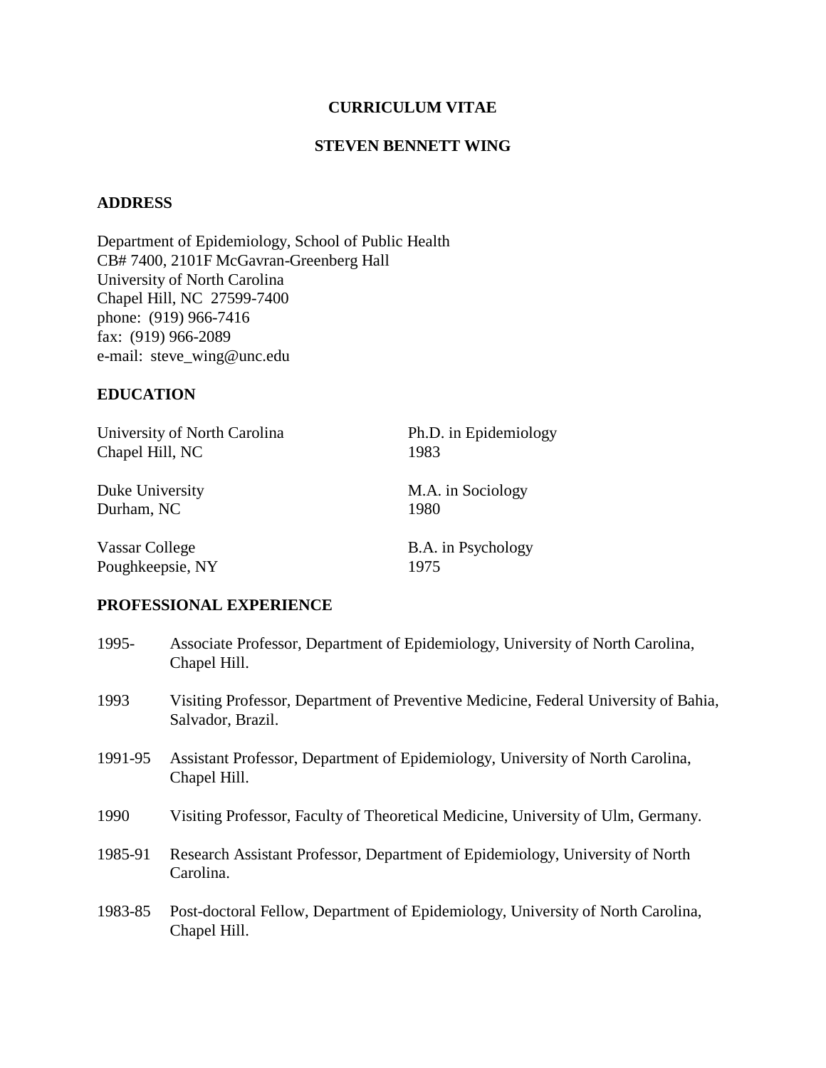# CURRICULUM VITAE

## STEVEN BENNETT WING

### ADDRESS

Department of Epidemiology, School of Public Health
CB# 7400, 2101F McGavran-Greenberg Hall
University of North Carolina
Chapel Hill, NC 27599-7400
phone: (919) 966-7416
fax: (919) 966-2089
e-mail: steve_wing@unc.edu

### EDUCATION

| | |
|---|---|
| University of North Carolina<br>Chapel Hill, NC | Ph.D. in Epidemiology<br>1983 |
| Duke University<br>Durham, NC | M.A. in Sociology<br>1980 |
| Vassar College<br>Poughkeepsie, NY | B.A. in Psychology<br>1975 |

### PROFESSIONAL EXPERIENCE

1995- Associate Professor, Department of Epidemiology, University of North Carolina, Chapel Hill.

1993 Visiting Professor, Department of Preventive Medicine, Federal University of Bahia, Salvador, Brazil.

1991-95 Assistant Professor, Department of Epidemiology, University of North Carolina, Chapel Hill.

1990 Visiting Professor, Faculty of Theoretical Medicine, University of Ulm, Germany.

1985-91 Research Assistant Professor, Department of Epidemiology, University of North Carolina.

1983-85 Post-doctoral Fellow, Department of Epidemiology, University of North Carolina, Chapel Hill.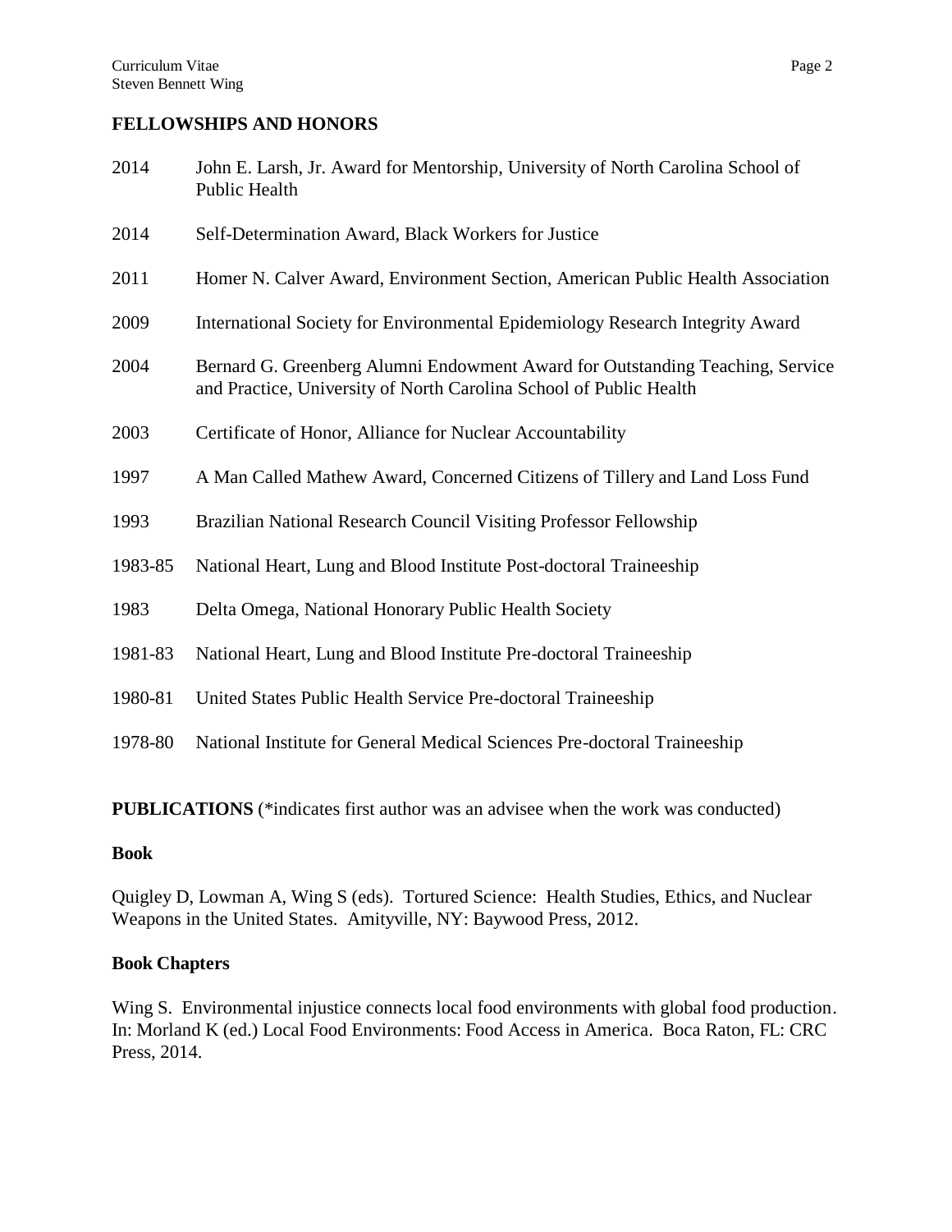## FELLOWSHIPS AND HONORS

| | |
|---|---|
| 2014 | John E. Larsh, Jr. Award for Mentorship, University of North Carolina School of Public Health |
| 2014 | Self-Determination Award, Black Workers for Justice |
| 2011 | Homer N. Calver Award, Environment Section, American Public Health Association |
| 2009 | International Society for Environmental Epidemiology Research Integrity Award |
| 2004 | Bernard G. Greenberg Alumni Endowment Award for Outstanding Teaching, Service and Practice, University of North Carolina School of Public Health |
| 2003 | Certificate of Honor, Alliance for Nuclear Accountability |
| 1997 | A Man Called Mathew Award, Concerned Citizens of Tillery and Land Loss Fund |
| 1993 | Brazilian National Research Council Visiting Professor Fellowship |
| 1983-85 | National Heart, Lung and Blood Institute Post-doctoral Traineeship |
| 1983 | Delta Omega, National Honorary Public Health Society |
| 1981-83 | National Heart, Lung and Blood Institute Pre-doctoral Traineeship |
| 1980-81 | United States Public Health Service Pre-doctoral Traineeship |
| 1978-80 | National Institute for General Medical Sciences Pre-doctoral Traineeship |

## PUBLICATIONS (*indicates first author was an advisee when the work was conducted)

### Book

Quigley D, Lowman A, Wing S (eds). Tortured Science: Health Studies, Ethics, and Nuclear Weapons in the United States. Amityville, NY: Baywood Press, 2012.

### Book Chapters

Wing S. Environmental injustice connects local food environments with global food production. In: Morland K (ed.) Local Food Environments: Food Access in America. Boca Raton, FL: CRC Press, 2014.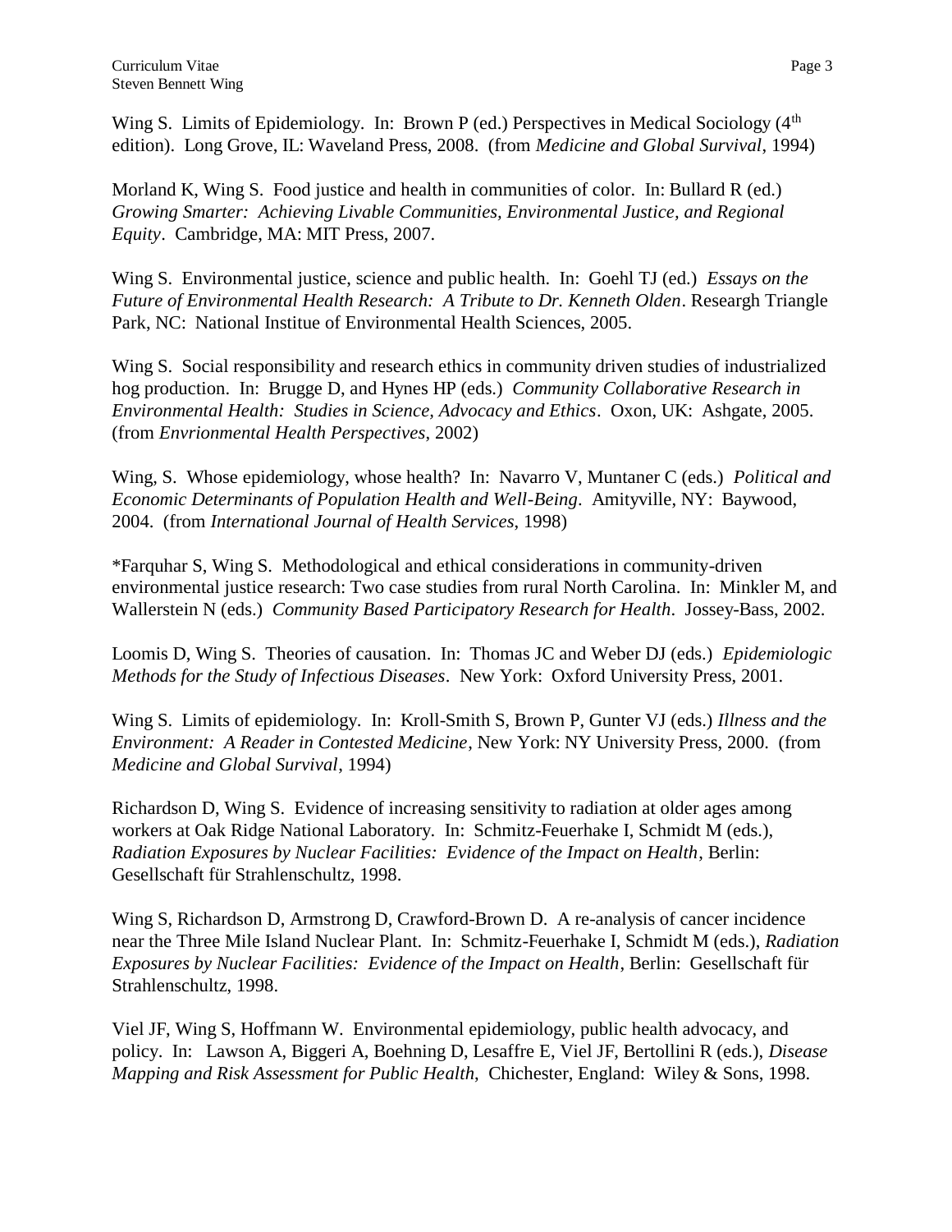Wing S. Limits of Epidemiology. In: Brown P (ed.) Perspectives in Medical Sociology (4th edition). Long Grove, IL: Waveland Press, 2008. (from *Medicine and Global Survival*, 1994)

Morland K, Wing S. Food justice and health in communities of color. In: Bullard R (ed.) *Growing Smarter: Achieving Livable Communities, Environmental Justice, and Regional Equity*. Cambridge, MA: MIT Press, 2007.

Wing S. Environmental justice, science and public health. In: Goehl TJ (ed.) *Essays on the Future of Environmental Health Research: A Tribute to Dr. Kenneth Olden*. Researgh Triangle Park, NC: National Institue of Environmental Health Sciences, 2005.

Wing S. Social responsibility and research ethics in community driven studies of industrialized hog production. In: Brugge D, and Hynes HP (eds.) *Community Collaborative Research in Environmental Health: Studies in Science, Advocacy and Ethics*. Oxon, UK: Ashgate, 2005. (from *Envrionmental Health Perspectives*, 2002)

Wing, S. Whose epidemiology, whose health? In: Navarro V, Muntaner C (eds.) *Political and Economic Determinants of Population Health and Well-Being*. Amityville, NY: Baywood, 2004. (from *International Journal of Health Services*, 1998)

*Farquhar S, Wing S. Methodological and ethical considerations in community-driven environmental justice research: Two case studies from rural North Carolina. In: Minkler M, and Wallerstein N (eds.) *Community Based Participatory Research for Health*. Jossey-Bass, 2002.

Loomis D, Wing S. Theories of causation. In: Thomas JC and Weber DJ (eds.) *Epidemiologic Methods for the Study of Infectious Diseases*. New York: Oxford University Press, 2001.

Wing S. Limits of epidemiology. In: Kroll-Smith S, Brown P, Gunter VJ (eds.) *Illness and the Environment: A Reader in Contested Medicine*, New York: NY University Press, 2000. (from *Medicine and Global Survival*, 1994)

Richardson D, Wing S. Evidence of increasing sensitivity to radiation at older ages among workers at Oak Ridge National Laboratory. In: Schmitz-Feuerhake I, Schmidt M (eds.), *Radiation Exposures by Nuclear Facilities: Evidence of the Impact on Health*, Berlin: Gesellschaft für Strahlenschultz, 1998.

Wing S, Richardson D, Armstrong D, Crawford-Brown D. A re-analysis of cancer incidence near the Three Mile Island Nuclear Plant. In: Schmitz-Feuerhake I, Schmidt M (eds.), *Radiation Exposures by Nuclear Facilities: Evidence of the Impact on Health*, Berlin: Gesellschaft für Strahlenschultz, 1998.

Viel JF, Wing S, Hoffmann W. Environmental epidemiology, public health advocacy, and policy. In: Lawson A, Biggeri A, Boehning D, Lesaffre E, Viel JF, Bertollini R (eds.), *Disease Mapping and Risk Assessment for Public Health*, Chichester, England: Wiley & Sons, 1998.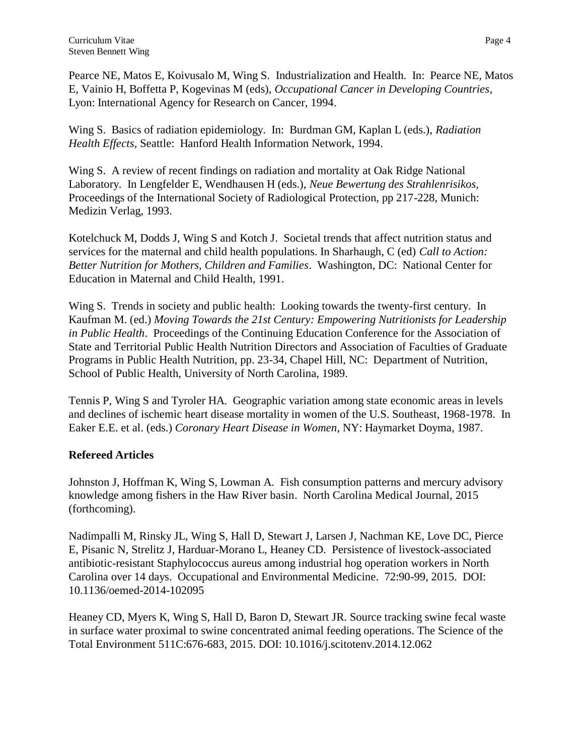Pearce NE, Matos E, Koivusalo M, Wing S. Industrialization and Health. In: Pearce NE, Matos E, Vainio H, Boffetta P, Kogevinas M (eds), *Occupational Cancer in Developing Countries*, Lyon: International Agency for Research on Cancer, 1994.

Wing S. Basics of radiation epidemiology. In: Burdman GM, Kaplan L (eds.), *Radiation Health Effects*, Seattle: Hanford Health Information Network, 1994.

Wing S. A review of recent findings on radiation and mortality at Oak Ridge National Laboratory. In Lengfelder E, Wendhausen H (eds.), *Neue Bewertung des Strahlenrisikos*, Proceedings of the International Society of Radiological Protection, pp 217-228, Munich: Medizin Verlag, 1993.

Kotelchuck M, Dodds J, Wing S and Kotch J. Societal trends that affect nutrition status and services for the maternal and child health populations. In Sharhaugh, C (ed) *Call to Action: Better Nutrition for Mothers, Children and Families*. Washington, DC: National Center for Education in Maternal and Child Health, 1991.

Wing S. Trends in society and public health: Looking towards the twenty-first century. In Kaufman M. (ed.) *Moving Towards the 21st Century: Empowering Nutritionists for Leadership in Public Health*. Proceedings of the Continuing Education Conference for the Association of State and Territorial Public Health Nutrition Directors and Association of Faculties of Graduate Programs in Public Health Nutrition, pp. 23-34, Chapel Hill, NC: Department of Nutrition, School of Public Health, University of North Carolina, 1989.

Tennis P, Wing S and Tyroler HA. Geographic variation among state economic areas in levels and declines of ischemic heart disease mortality in women of the U.S. Southeast, 1968-1978. In Eaker E.E. et al. (eds.) *Coronary Heart Disease in Women*, NY: Haymarket Doyma, 1987.

**Refereed Articles**

Johnston J, Hoffman K, Wing S, Lowman A. Fish consumption patterns and mercury advisory knowledge among fishers in the Haw River basin. North Carolina Medical Journal, 2015 (forthcoming).

Nadimpalli M, Rinsky JL, Wing S, Hall D, Stewart J, Larsen J, Nachman KE, Love DC, Pierce E, Pisanic N, Strelitz J, Harduar-Morano L, Heaney CD. Persistence of livestock-associated antibiotic-resistant Staphylococcus aureus among industrial hog operation workers in North Carolina over 14 days. Occupational and Environmental Medicine. 72:90-99, 2015. DOI: 10.1136/oemed-2014-102095

Heaney CD, Myers K, Wing S, Hall D, Baron D, Stewart JR. Source tracking swine fecal waste in surface water proximal to swine concentrated animal feeding operations. The Science of the Total Environment 511C:676-683, 2015. DOI: 10.1016/j.scitotenv.2014.12.062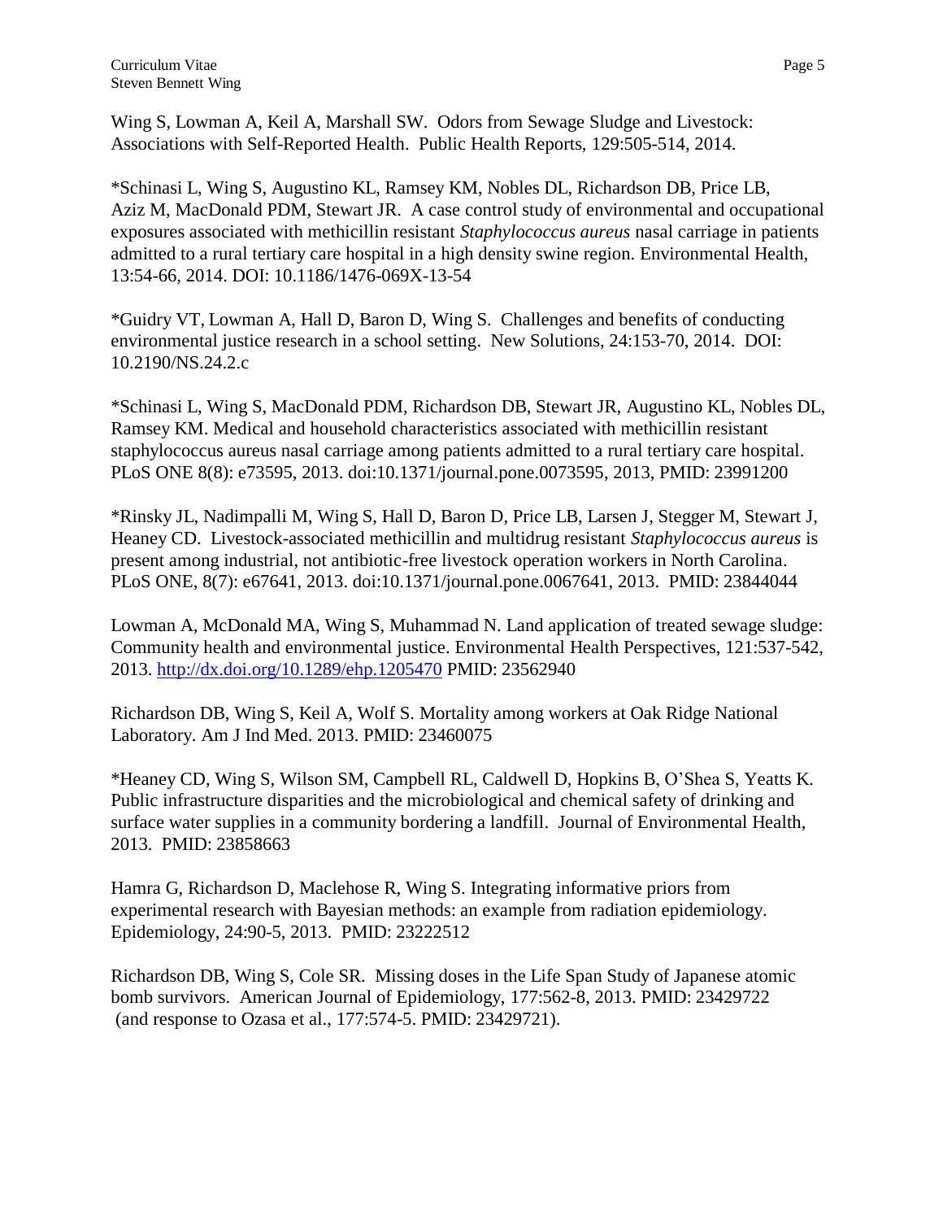Wing S, Lowman A, Keil A, Marshall SW. Odors from Sewage Sludge and Livestock: Associations with Self-Reported Health. Public Health Reports, 129:505-514, 2014.

*Schinasi L, Wing S, Augustino KL, Ramsey KM, Nobles DL, Richardson DB, Price LB, Aziz M, MacDonald PDM, Stewart JR. A case control study of environmental and occupational exposures associated with methicillin resistant *Staphylococcus aureus* nasal carriage in patients admitted to a rural tertiary care hospital in a high density swine region. Environmental Health, 13:54-66, 2014. DOI: 10.1186/1476-069X-13-54

*Guidry VT, Lowman A, Hall D, Baron D, Wing S. Challenges and benefits of conducting environmental justice research in a school setting. New Solutions, 24:153-70, 2014. DOI: 10.2190/NS.24.2.c

*Schinasi L, Wing S, MacDonald PDM, Richardson DB, Stewart JR, Augustino KL, Nobles DL, Ramsey KM. Medical and household characteristics associated with methicillin resistant staphylococcus aureus nasal carriage among patients admitted to a rural tertiary care hospital. PLoS ONE 8(8): e73595, 2013. doi:10.1371/journal.pone.0073595, 2013, PMID: 23991200

*Rinsky JL, Nadimpalli M, Wing S, Hall D, Baron D, Price LB, Larsen J, Stegger M, Stewart J, Heaney CD. Livestock-associated methicillin and multidrug resistant *Staphylococcus aureus* is present among industrial, not antibiotic-free livestock operation workers in North Carolina. PLoS ONE, 8(7): e67641, 2013. doi:10.1371/journal.pone.0067641, 2013. PMID: 23844044

Lowman A, McDonald MA, Wing S, Muhammad N. Land application of treated sewage sludge: Community health and environmental justice. Environmental Health Perspectives, 121:537-542, 2013. http://dx.doi.org/10.1289/ehp.1205470 PMID: 23562940

Richardson DB, Wing S, Keil A, Wolf S. Mortality among workers at Oak Ridge National Laboratory. Am J Ind Med. 2013. PMID: 23460075

*Heaney CD, Wing S, Wilson SM, Campbell RL, Caldwell D, Hopkins B, O'Shea S, Yeatts K. Public infrastructure disparities and the microbiological and chemical safety of drinking and surface water supplies in a community bordering a landfill. Journal of Environmental Health, 2013. PMID: 23858663

Hamra G, Richardson D, Maclehose R, Wing S. Integrating informative priors from experimental research with Bayesian methods: an example from radiation epidemiology. Epidemiology, 24:90-5, 2013. PMID: 23222512

Richardson DB, Wing S, Cole SR. Missing doses in the Life Span Study of Japanese atomic bomb survivors. American Journal of Epidemiology, 177:562-8, 2013. PMID: 23429722 (and response to Ozasa et al., 177:574-5. PMID: 23429721).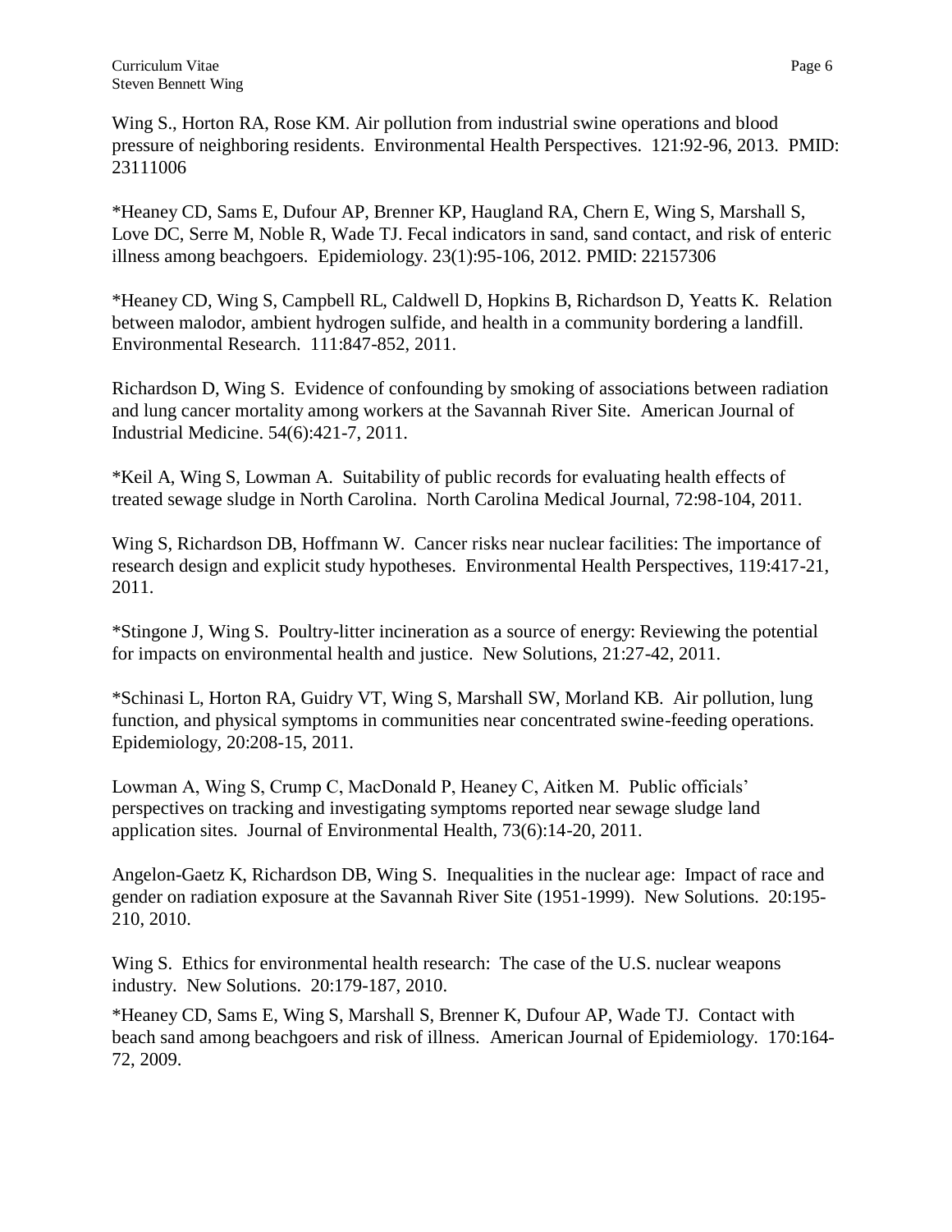Wing S., Horton RA, Rose KM. Air pollution from industrial swine operations and blood pressure of neighboring residents. Environmental Health Perspectives. 121:92-96, 2013. PMID: 23111006

*Heaney CD, Sams E, Dufour AP, Brenner KP, Haugland RA, Chern E, Wing S, Marshall S, Love DC, Serre M, Noble R, Wade TJ. Fecal indicators in sand, sand contact, and risk of enteric illness among beachgoers. Epidemiology. 23(1):95-106, 2012. PMID: 22157306

*Heaney CD, Wing S, Campbell RL, Caldwell D, Hopkins B, Richardson D, Yeatts K. Relation between malodor, ambient hydrogen sulfide, and health in a community bordering a landfill. Environmental Research. 111:847-852, 2011.

Richardson D, Wing S. Evidence of confounding by smoking of associations between radiation and lung cancer mortality among workers at the Savannah River Site. American Journal of Industrial Medicine. 54(6):421-7, 2011.

*Keil A, Wing S, Lowman A. Suitability of public records for evaluating health effects of treated sewage sludge in North Carolina. North Carolina Medical Journal, 72:98-104, 2011.

Wing S, Richardson DB, Hoffmann W. Cancer risks near nuclear facilities: The importance of research design and explicit study hypotheses. Environmental Health Perspectives, 119:417-21, 2011.

*Stingone J, Wing S. Poultry-litter incineration as a source of energy: Reviewing the potential for impacts on environmental health and justice. New Solutions, 21:27-42, 2011.

*Schinasi L, Horton RA, Guidry VT, Wing S, Marshall SW, Morland KB. Air pollution, lung function, and physical symptoms in communities near concentrated swine-feeding operations. Epidemiology, 20:208-15, 2011.

Lowman A, Wing S, Crump C, MacDonald P, Heaney C, Aitken M. Public officials' perspectives on tracking and investigating symptoms reported near sewage sludge land application sites. Journal of Environmental Health, 73(6):14-20, 2011.

Angelon-Gaetz K, Richardson DB, Wing S. Inequalities in the nuclear age: Impact of race and gender on radiation exposure at the Savannah River Site (1951-1999). New Solutions. 20:195-210, 2010.

Wing S. Ethics for environmental health research: The case of the U.S. nuclear weapons industry. New Solutions. 20:179-187, 2010.

*Heaney CD, Sams E, Wing S, Marshall S, Brenner K, Dufour AP, Wade TJ. Contact with beach sand among beachgoers and risk of illness. American Journal of Epidemiology. 170:164-72, 2009.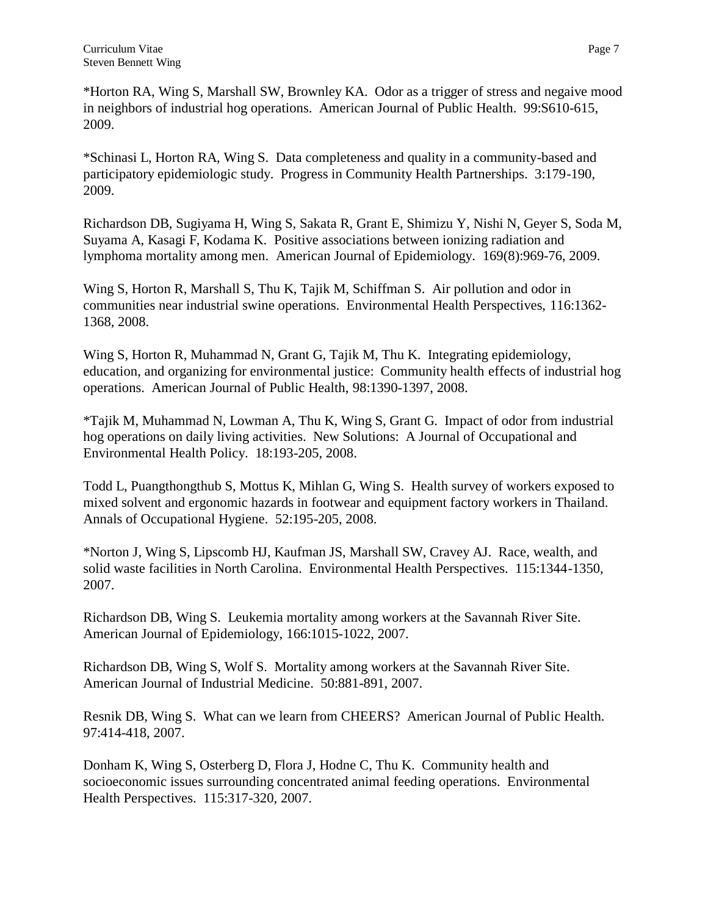*Horton RA, Wing S, Marshall SW, Brownley KA. Odor as a trigger of stress and negaive mood in neighbors of industrial hog operations. American Journal of Public Health. 99:S610-615, 2009.

*Schinasi L, Horton RA, Wing S. Data completeness and quality in a community-based and participatory epidemiologic study. Progress in Community Health Partnerships. 3:179-190, 2009.

Richardson DB, Sugiyama H, Wing S, Sakata R, Grant E, Shimizu Y, Nishi N, Geyer S, Soda M, Suyama A, Kasagi F, Kodama K. Positive associations between ionizing radiation and lymphoma mortality among men. American Journal of Epidemiology. 169(8):969-76, 2009.

Wing S, Horton R, Marshall S, Thu K, Tajik M, Schiffman S. Air pollution and odor in communities near industrial swine operations. Environmental Health Perspectives, 116:1362-1368, 2008.

Wing S, Horton R, Muhammad N, Grant G, Tajik M, Thu K. Integrating epidemiology, education, and organizing for environmental justice: Community health effects of industrial hog operations. American Journal of Public Health, 98:1390-1397, 2008.

*Tajik M, Muhammad N, Lowman A, Thu K, Wing S, Grant G. Impact of odor from industrial hog operations on daily living activities. New Solutions: A Journal of Occupational and Environmental Health Policy. 18:193-205, 2008.

Todd L, Puangthongthub S, Mottus K, Mihlan G, Wing S. Health survey of workers exposed to mixed solvent and ergonomic hazards in footwear and equipment factory workers in Thailand. Annals of Occupational Hygiene. 52:195-205, 2008.

*Norton J, Wing S, Lipscomb HJ, Kaufman JS, Marshall SW, Cravey AJ. Race, wealth, and solid waste facilities in North Carolina. Environmental Health Perspectives. 115:1344-1350, 2007.

Richardson DB, Wing S. Leukemia mortality among workers at the Savannah River Site. American Journal of Epidemiology, 166:1015-1022, 2007.

Richardson DB, Wing S, Wolf S. Mortality among workers at the Savannah River Site. American Journal of Industrial Medicine. 50:881-891, 2007.

Resnik DB, Wing S. What can we learn from CHEERS? American Journal of Public Health. 97:414-418, 2007.

Donham K, Wing S, Osterberg D, Flora J, Hodne C, Thu K. Community health and socioeconomic issues surrounding concentrated animal feeding operations. Environmental Health Perspectives. 115:317-320, 2007.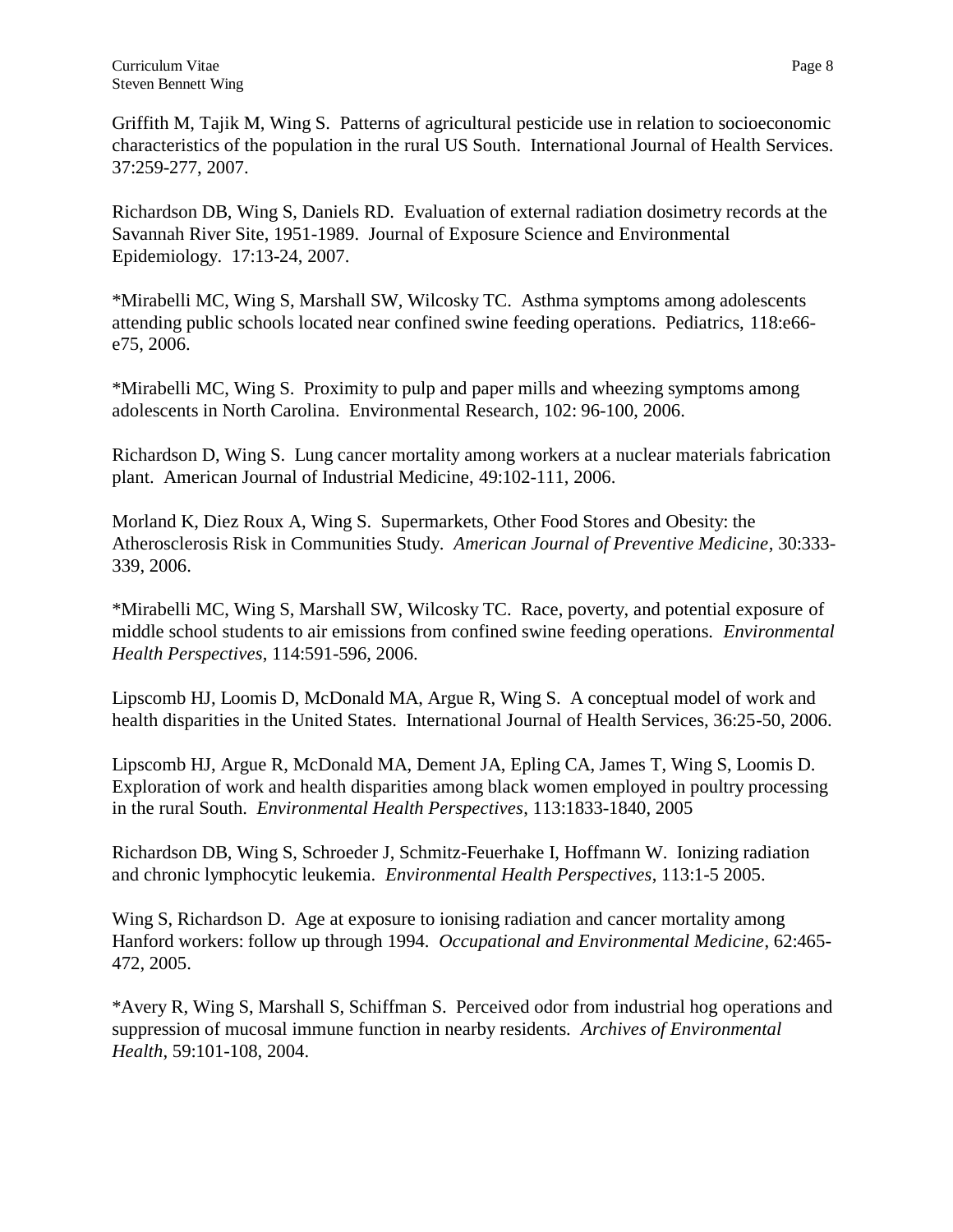Griffith M, Tajik M, Wing S. Patterns of agricultural pesticide use in relation to socioeconomic characteristics of the population in the rural US South. International Journal of Health Services. 37:259-277, 2007.

Richardson DB, Wing S, Daniels RD. Evaluation of external radiation dosimetry records at the Savannah River Site, 1951-1989. Journal of Exposure Science and Environmental Epidemiology. 17:13-24, 2007.

*Mirabelli MC, Wing S, Marshall SW, Wilcosky TC. Asthma symptoms among adolescents attending public schools located near confined swine feeding operations. Pediatrics, 118:e66-e75, 2006.

*Mirabelli MC, Wing S. Proximity to pulp and paper mills and wheezing symptoms among adolescents in North Carolina. Environmental Research, 102: 96-100, 2006.

Richardson D, Wing S. Lung cancer mortality among workers at a nuclear materials fabrication plant. American Journal of Industrial Medicine, 49:102-111, 2006.

Morland K, Diez Roux A, Wing S. Supermarkets, Other Food Stores and Obesity: the Atherosclerosis Risk in Communities Study. *American Journal of Preventive Medicine*, 30:333-339, 2006.

*Mirabelli MC, Wing S, Marshall SW, Wilcosky TC. Race, poverty, and potential exposure of middle school students to air emissions from confined swine feeding operations. *Environmental Health Perspectives*, 114:591-596, 2006.

Lipscomb HJ, Loomis D, McDonald MA, Argue R, Wing S. A conceptual model of work and health disparities in the United States. International Journal of Health Services, 36:25-50, 2006.

Lipscomb HJ, Argue R, McDonald MA, Dement JA, Epling CA, James T, Wing S, Loomis D. Exploration of work and health disparities among black women employed in poultry processing in the rural South. *Environmental Health Perspectives*, 113:1833-1840, 2005

Richardson DB, Wing S, Schroeder J, Schmitz-Feuerhake I, Hoffmann W. Ionizing radiation and chronic lymphocytic leukemia. *Environmental Health Perspectives*, 113:1-5 2005.

Wing S, Richardson D. Age at exposure to ionising radiation and cancer mortality among Hanford workers: follow up through 1994. *Occupational and Environmental Medicine*, 62:465-472, 2005.

*Avery R, Wing S, Marshall S, Schiffman S. Perceived odor from industrial hog operations and suppression of mucosal immune function in nearby residents. *Archives of Environmental Health*, 59:101-108, 2004.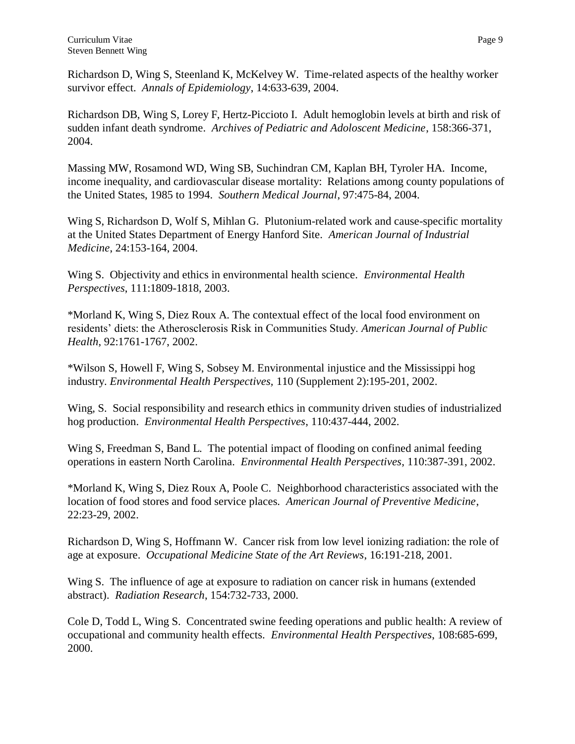Richardson D, Wing S, Steenland K, McKelvey W. Time-related aspects of the healthy worker survivor effect. *Annals of Epidemiology*, 14:633-639, 2004.

Richardson DB, Wing S, Lorey F, Hertz-Piccioto I. Adult hemoglobin levels at birth and risk of sudden infant death syndrome. *Archives of Pediatric and Adoloscent Medicine*, 158:366-371, 2004.

Massing MW, Rosamond WD, Wing SB, Suchindran CM, Kaplan BH, Tyroler HA. Income, income inequality, and cardiovascular disease mortality: Relations among county populations of the United States, 1985 to 1994. *Southern Medical Journal*, 97:475-84, 2004.

Wing S, Richardson D, Wolf S, Mihlan G. Plutonium-related work and cause-specific mortality at the United States Department of Energy Hanford Site. *American Journal of Industrial Medicine*, 24:153-164, 2004.

Wing S. Objectivity and ethics in environmental health science. *Environmental Health Perspectives*, 111:1809-1818, 2003.

*Morland K, Wing S, Diez Roux A. The contextual effect of the local food environment on residents' diets: the Atherosclerosis Risk in Communities Study. *American Journal of Public Health*, 92:1761-1767, 2002.

*Wilson S, Howell F, Wing S, Sobsey M. Environmental injustice and the Mississippi hog industry. *Environmental Health Perspectives*, 110 (Supplement 2):195-201, 2002.

Wing, S. Social responsibility and research ethics in community driven studies of industrialized hog production. *Environmental Health Perspectives*, 110:437-444, 2002.

Wing S, Freedman S, Band L. The potential impact of flooding on confined animal feeding operations in eastern North Carolina. *Environmental Health Perspectives*, 110:387-391, 2002.

*Morland K, Wing S, Diez Roux A, Poole C. Neighborhood characteristics associated with the location of food stores and food service places. *American Journal of Preventive Medicine*, 22:23-29, 2002.

Richardson D, Wing S, Hoffmann W. Cancer risk from low level ionizing radiation: the role of age at exposure. *Occupational Medicine State of the Art Reviews*, 16:191-218, 2001.

Wing S. The influence of age at exposure to radiation on cancer risk in humans (extended abstract). *Radiation Research*, 154:732-733, 2000.

Cole D, Todd L, Wing S. Concentrated swine feeding operations and public health: A review of occupational and community health effects. *Environmental Health Perspectives*, 108:685-699, 2000.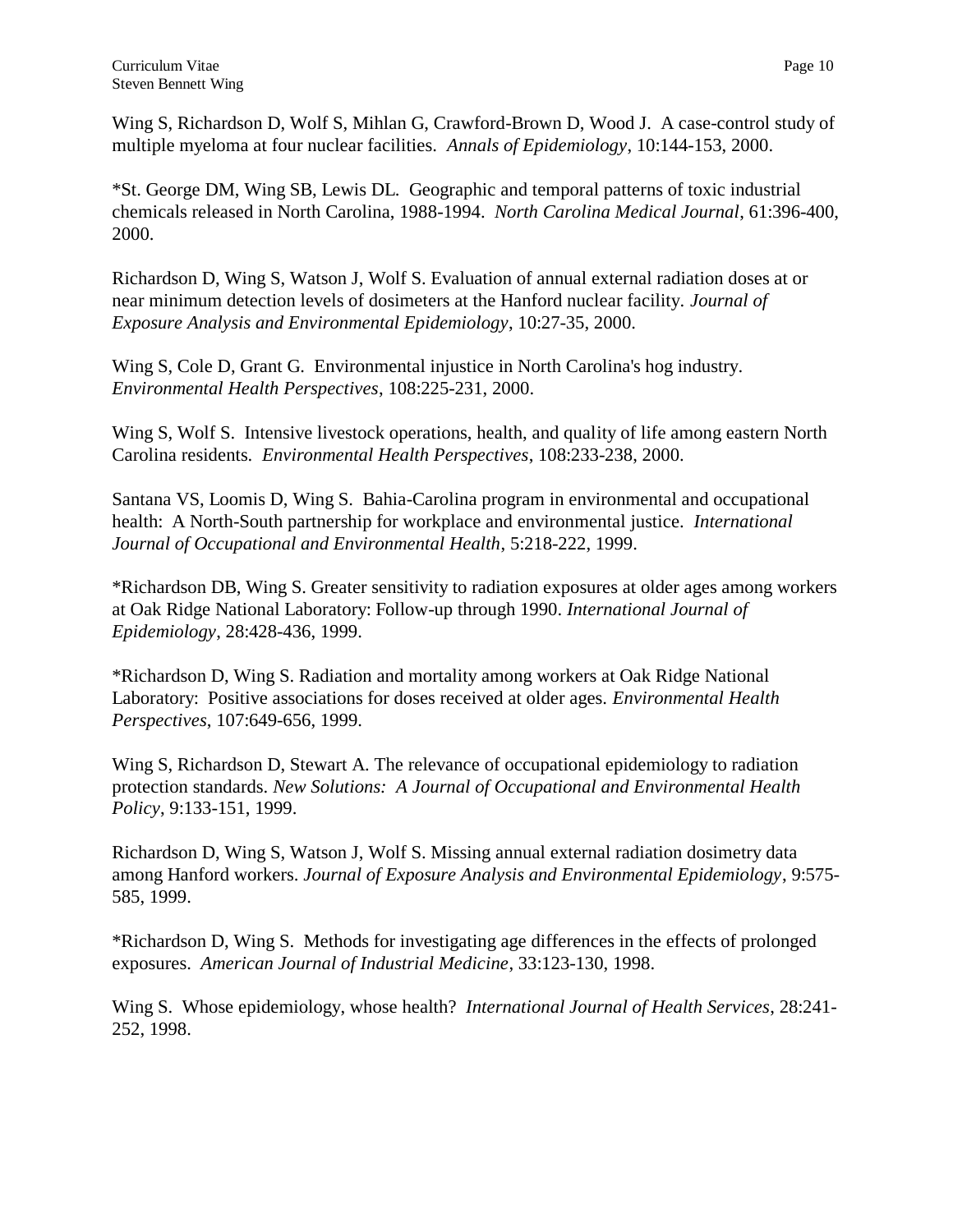Wing S, Richardson D, Wolf S, Mihlan G, Crawford-Brown D, Wood J. A case-control study of multiple myeloma at four nuclear facilities. *Annals of Epidemiology*, 10:144-153, 2000.

*St. George DM, Wing SB, Lewis DL. Geographic and temporal patterns of toxic industrial chemicals released in North Carolina, 1988-1994. *North Carolina Medical Journal*, 61:396-400, 2000.

Richardson D, Wing S, Watson J, Wolf S. Evaluation of annual external radiation doses at or near minimum detection levels of dosimeters at the Hanford nuclear facility. *Journal of Exposure Analysis and Environmental Epidemiology*, 10:27-35, 2000.

Wing S, Cole D, Grant G. Environmental injustice in North Carolina's hog industry. *Environmental Health Perspectives*, 108:225-231, 2000.

Wing S, Wolf S. Intensive livestock operations, health, and quality of life among eastern North Carolina residents. *Environmental Health Perspectives*, 108:233-238, 2000.

Santana VS, Loomis D, Wing S. Bahia-Carolina program in environmental and occupational health: A North-South partnership for workplace and environmental justice. *International Journal of Occupational and Environmental Health*, 5:218-222, 1999.

*Richardson DB, Wing S. Greater sensitivity to radiation exposures at older ages among workers at Oak Ridge National Laboratory: Follow-up through 1990. *International Journal of Epidemiology*, 28:428-436, 1999.

*Richardson D, Wing S. Radiation and mortality among workers at Oak Ridge National Laboratory: Positive associations for doses received at older ages. *Environmental Health Perspectives*, 107:649-656, 1999.

Wing S, Richardson D, Stewart A. The relevance of occupational epidemiology to radiation protection standards. *New Solutions: A Journal of Occupational and Environmental Health Policy*, 9:133-151, 1999.

Richardson D, Wing S, Watson J, Wolf S. Missing annual external radiation dosimetry data among Hanford workers. *Journal of Exposure Analysis and Environmental Epidemiology*, 9:575-585, 1999.

*Richardson D, Wing S. Methods for investigating age differences in the effects of prolonged exposures. *American Journal of Industrial Medicine*, 33:123-130, 1998.

Wing S. Whose epidemiology, whose health? *International Journal of Health Services*, 28:241-252, 1998.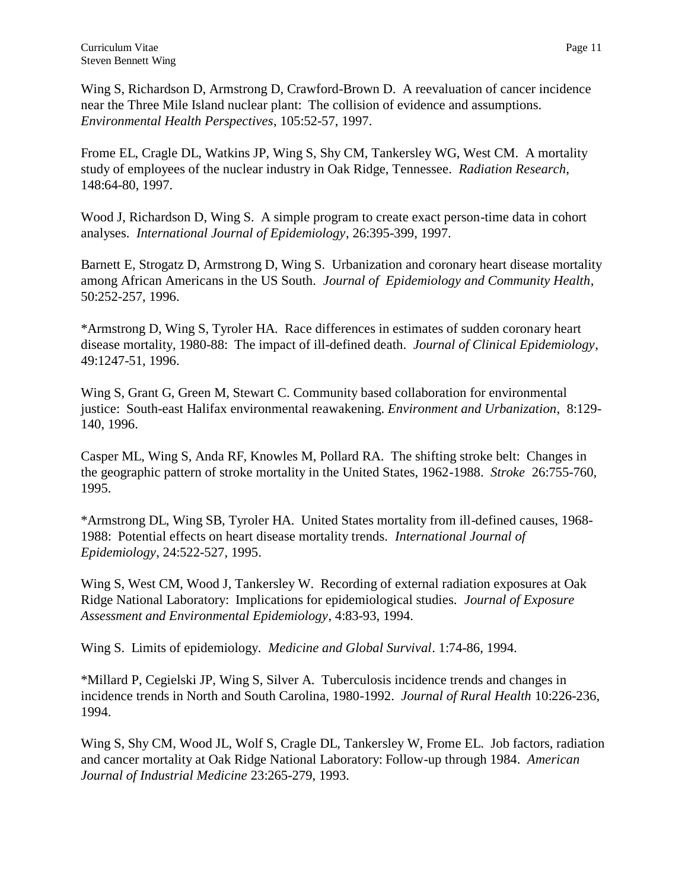Wing S, Richardson D, Armstrong D, Crawford-Brown D. A reevaluation of cancer incidence near the Three Mile Island nuclear plant: The collision of evidence and assumptions. *Environmental Health Perspectives*, 105:52-57, 1997.

Frome EL, Cragle DL, Watkins JP, Wing S, Shy CM, Tankersley WG, West CM. A mortality study of employees of the nuclear industry in Oak Ridge, Tennessee. *Radiation Research*, 148:64-80, 1997.

Wood J, Richardson D, Wing S. A simple program to create exact person-time data in cohort analyses. *International Journal of Epidemiology*, 26:395-399, 1997.

Barnett E, Strogatz D, Armstrong D, Wing S. Urbanization and coronary heart disease mortality among African Americans in the US South. *Journal of Epidemiology and Community Health*, 50:252-257, 1996.

*Armstrong D, Wing S, Tyroler HA. Race differences in estimates of sudden coronary heart disease mortality, 1980-88: The impact of ill-defined death. *Journal of Clinical Epidemiology*, 49:1247-51, 1996.

Wing S, Grant G, Green M, Stewart C. Community based collaboration for environmental justice: South-east Halifax environmental reawakening. *Environment and Urbanization*, 8:129-140, 1996.

Casper ML, Wing S, Anda RF, Knowles M, Pollard RA. The shifting stroke belt: Changes in the geographic pattern of stroke mortality in the United States, 1962-1988. *Stroke* 26:755-760, 1995.

*Armstrong DL, Wing SB, Tyroler HA. United States mortality from ill-defined causes, 1968-1988: Potential effects on heart disease mortality trends. *International Journal of Epidemiology*, 24:522-527, 1995.

Wing S, West CM, Wood J, Tankersley W. Recording of external radiation exposures at Oak Ridge National Laboratory: Implications for epidemiological studies. *Journal of Exposure Assessment and Environmental Epidemiology*, 4:83-93, 1994.

Wing S. Limits of epidemiology. *Medicine and Global Survival*. 1:74-86, 1994.

*Millard P, Cegielski JP, Wing S, Silver A. Tuberculosis incidence trends and changes in incidence trends in North and South Carolina, 1980-1992. *Journal of Rural Health* 10:226-236, 1994.

Wing S, Shy CM, Wood JL, Wolf S, Cragle DL, Tankersley W, Frome EL. Job factors, radiation and cancer mortality at Oak Ridge National Laboratory: Follow-up through 1984. *American Journal of Industrial Medicine* 23:265-279, 1993.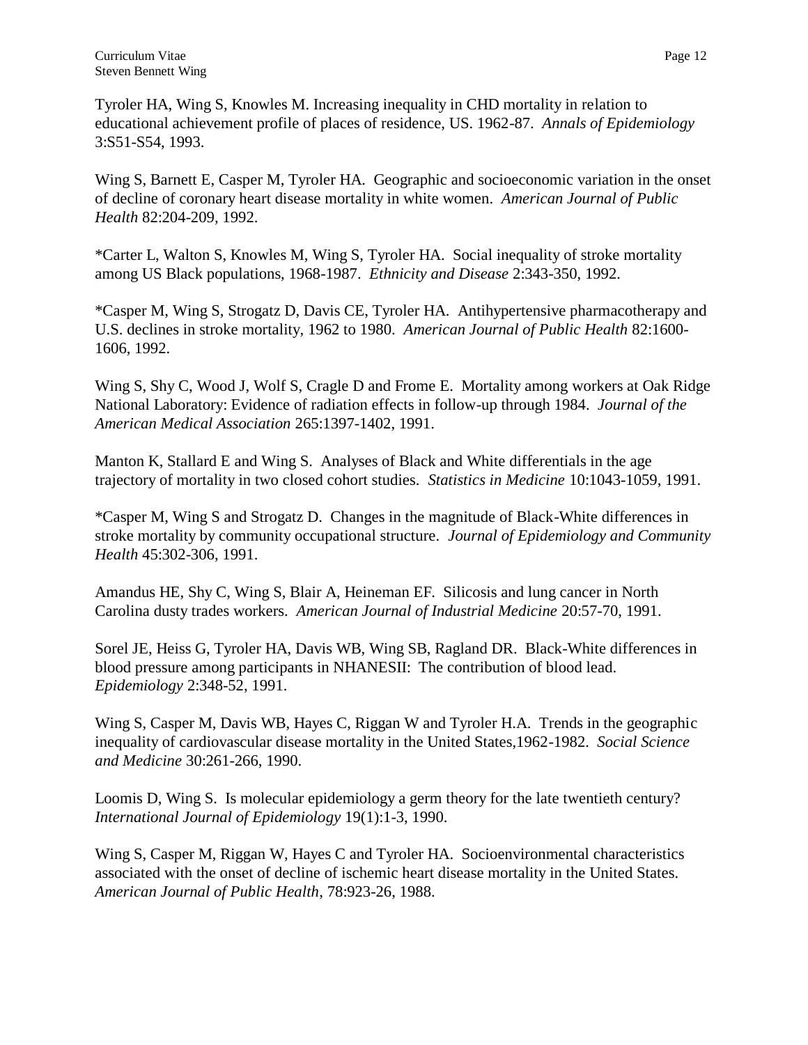Tyroler HA, Wing S, Knowles M. Increasing inequality in CHD mortality in relation to educational achievement profile of places of residence, US. 1962-87. *Annals of Epidemiology* 3:S51-S54, 1993.

Wing S, Barnett E, Casper M, Tyroler HA. Geographic and socioeconomic variation in the onset of decline of coronary heart disease mortality in white women. *American Journal of Public Health* 82:204-209, 1992.

*Carter L, Walton S, Knowles M, Wing S, Tyroler HA. Social inequality of stroke mortality among US Black populations, 1968-1987. *Ethnicity and Disease* 2:343-350, 1992.

*Casper M, Wing S, Strogatz D, Davis CE, Tyroler HA. Antihypertensive pharmacotherapy and U.S. declines in stroke mortality, 1962 to 1980. *American Journal of Public Health* 82:1600-1606, 1992.

Wing S, Shy C, Wood J, Wolf S, Cragle D and Frome E. Mortality among workers at Oak Ridge National Laboratory: Evidence of radiation effects in follow-up through 1984. *Journal of the American Medical Association* 265:1397-1402, 1991.

Manton K, Stallard E and Wing S. Analyses of Black and White differentials in the age trajectory of mortality in two closed cohort studies. *Statistics in Medicine* 10:1043-1059, 1991.

*Casper M, Wing S and Strogatz D. Changes in the magnitude of Black-White differences in stroke mortality by community occupational structure. *Journal of Epidemiology and Community Health* 45:302-306, 1991.

Amandus HE, Shy C, Wing S, Blair A, Heineman EF. Silicosis and lung cancer in North Carolina dusty trades workers. *American Journal of Industrial Medicine* 20:57-70, 1991.

Sorel JE, Heiss G, Tyroler HA, Davis WB, Wing SB, Ragland DR. Black-White differences in blood pressure among participants in NHANESII: The contribution of blood lead. *Epidemiology* 2:348-52, 1991.

Wing S, Casper M, Davis WB, Hayes C, Riggan W and Tyroler H.A. Trends in the geographic inequality of cardiovascular disease mortality in the United States,1962-1982. *Social Science and Medicine* 30:261-266, 1990.

Loomis D, Wing S. Is molecular epidemiology a germ theory for the late twentieth century? *International Journal of Epidemiology* 19(1):1-3, 1990.

Wing S, Casper M, Riggan W, Hayes C and Tyroler HA. Socioenvironmental characteristics associated with the onset of decline of ischemic heart disease mortality in the United States. *American Journal of Public Health*, 78:923-26, 1988.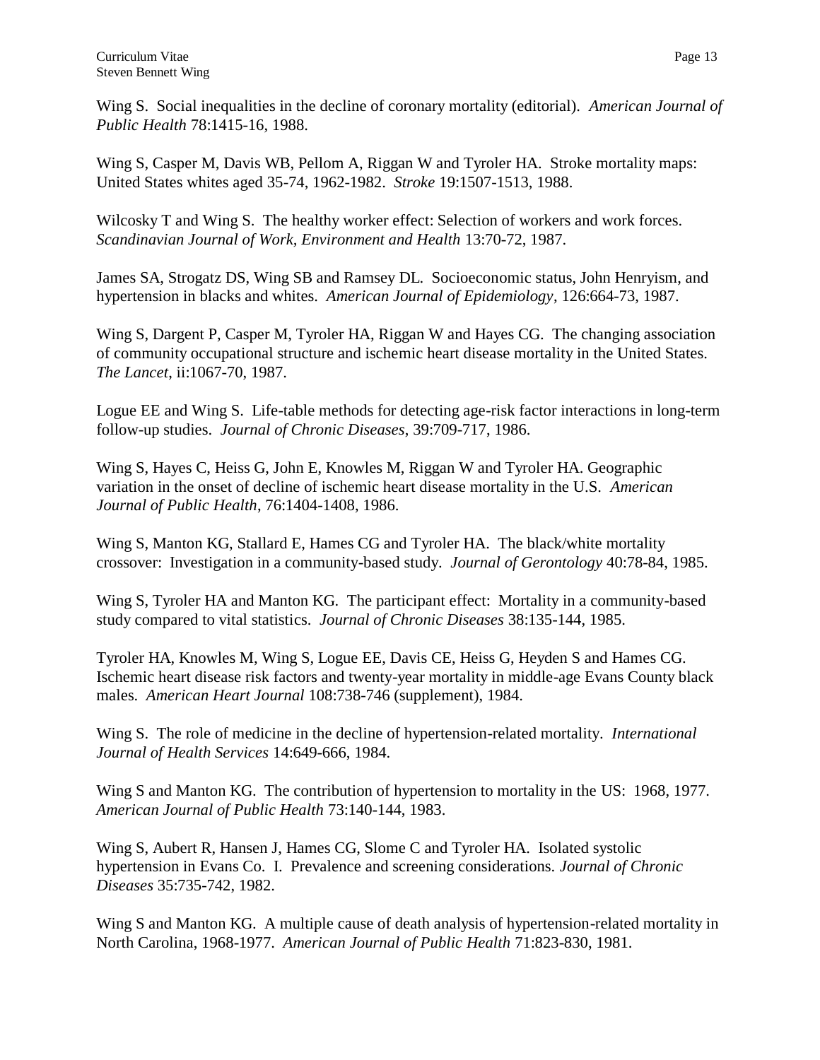Wing S. Social inequalities in the decline of coronary mortality (editorial). *American Journal of Public Health* 78:1415-16, 1988.

Wing S, Casper M, Davis WB, Pellom A, Riggan W and Tyroler HA. Stroke mortality maps: United States whites aged 35-74, 1962-1982. *Stroke* 19:1507-1513, 1988.

Wilcosky T and Wing S. The healthy worker effect: Selection of workers and work forces. *Scandinavian Journal of Work, Environment and Health* 13:70-72, 1987.

James SA, Strogatz DS, Wing SB and Ramsey DL. Socioeconomic status, John Henryism, and hypertension in blacks and whites. *American Journal of Epidemiology*, 126:664-73, 1987.

Wing S, Dargent P, Casper M, Tyroler HA, Riggan W and Hayes CG. The changing association of community occupational structure and ischemic heart disease mortality in the United States. *The Lancet*, ii:1067-70, 1987.

Logue EE and Wing S. Life-table methods for detecting age-risk factor interactions in long-term follow-up studies. *Journal of Chronic Diseases*, 39:709-717, 1986.

Wing S, Hayes C, Heiss G, John E, Knowles M, Riggan W and Tyroler HA. Geographic variation in the onset of decline of ischemic heart disease mortality in the U.S. *American Journal of Public Health*, 76:1404-1408, 1986.

Wing S, Manton KG, Stallard E, Hames CG and Tyroler HA. The black/white mortality crossover: Investigation in a community-based study. *Journal of Gerontology* 40:78-84, 1985.

Wing S, Tyroler HA and Manton KG. The participant effect: Mortality in a community-based study compared to vital statistics. *Journal of Chronic Diseases* 38:135-144, 1985.

Tyroler HA, Knowles M, Wing S, Logue EE, Davis CE, Heiss G, Heyden S and Hames CG. Ischemic heart disease risk factors and twenty-year mortality in middle-age Evans County black males. *American Heart Journal* 108:738-746 (supplement), 1984.

Wing S. The role of medicine in the decline of hypertension-related mortality. *International Journal of Health Services* 14:649-666, 1984.

Wing S and Manton KG. The contribution of hypertension to mortality in the US: 1968, 1977. *American Journal of Public Health* 73:140-144, 1983.

Wing S, Aubert R, Hansen J, Hames CG, Slome C and Tyroler HA. Isolated systolic hypertension in Evans Co. I. Prevalence and screening considerations. *Journal of Chronic Diseases* 35:735-742, 1982.

Wing S and Manton KG. A multiple cause of death analysis of hypertension-related mortality in North Carolina, 1968-1977. *American Journal of Public Health* 71:823-830, 1981.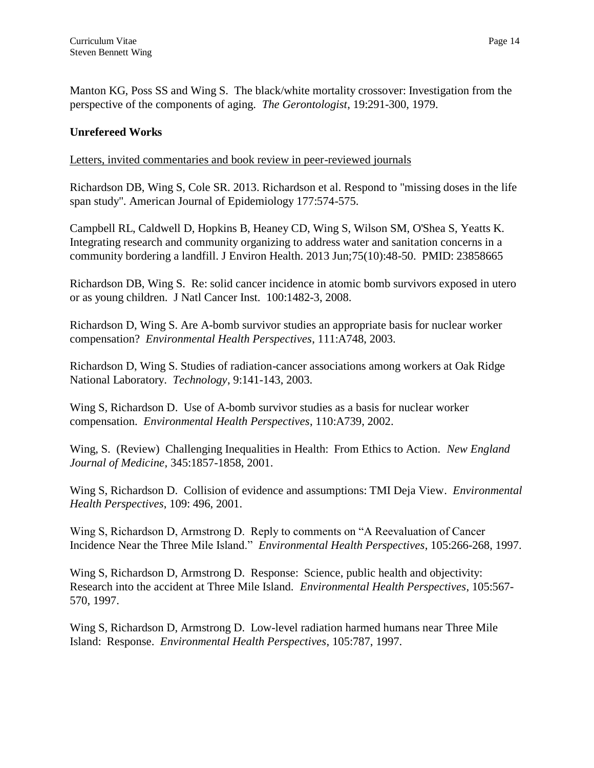Manton KG, Poss SS and Wing S. The black/white mortality crossover: Investigation from the perspective of the components of aging. *The Gerontologist*, 19:291-300, 1979.

**Unrefereed Works**

Letters, invited commentaries and book review in peer-reviewed journals

Richardson DB, Wing S, Cole SR. 2013. Richardson et al. Respond to "missing doses in the life span study". American Journal of Epidemiology 177:574-575.

Campbell RL, Caldwell D, Hopkins B, Heaney CD, Wing S, Wilson SM, O'Shea S, Yeatts K. Integrating research and community organizing to address water and sanitation concerns in a community bordering a landfill. J Environ Health. 2013 Jun;75(10):48-50. PMID: 23858665

Richardson DB, Wing S. Re: solid cancer incidence in atomic bomb survivors exposed in utero or as young children. J Natl Cancer Inst. 100:1482-3, 2008.

Richardson D, Wing S. Are A-bomb survivor studies an appropriate basis for nuclear worker compensation? *Environmental Health Perspectives*, 111:A748, 2003.

Richardson D, Wing S. Studies of radiation-cancer associations among workers at Oak Ridge National Laboratory. *Technology*, 9:141-143, 2003.

Wing S, Richardson D. Use of A-bomb survivor studies as a basis for nuclear worker compensation. *Environmental Health Perspectives*, 110:A739, 2002.

Wing, S. (Review) Challenging Inequalities in Health: From Ethics to Action. *New England Journal of Medicine*, 345:1857-1858, 2001.

Wing S, Richardson D. Collision of evidence and assumptions: TMI Deja View. *Environmental Health Perspectives*, 109: 496, 2001.

Wing S, Richardson D, Armstrong D. Reply to comments on "A Reevaluation of Cancer Incidence Near the Three Mile Island." *Environmental Health Perspectives*, 105:266-268, 1997.

Wing S, Richardson D, Armstrong D. Response: Science, public health and objectivity: Research into the accident at Three Mile Island. *Environmental Health Perspectives*, 105:567-570, 1997.

Wing S, Richardson D, Armstrong D. Low-level radiation harmed humans near Three Mile Island: Response. *Environmental Health Perspectives*, 105:787, 1997.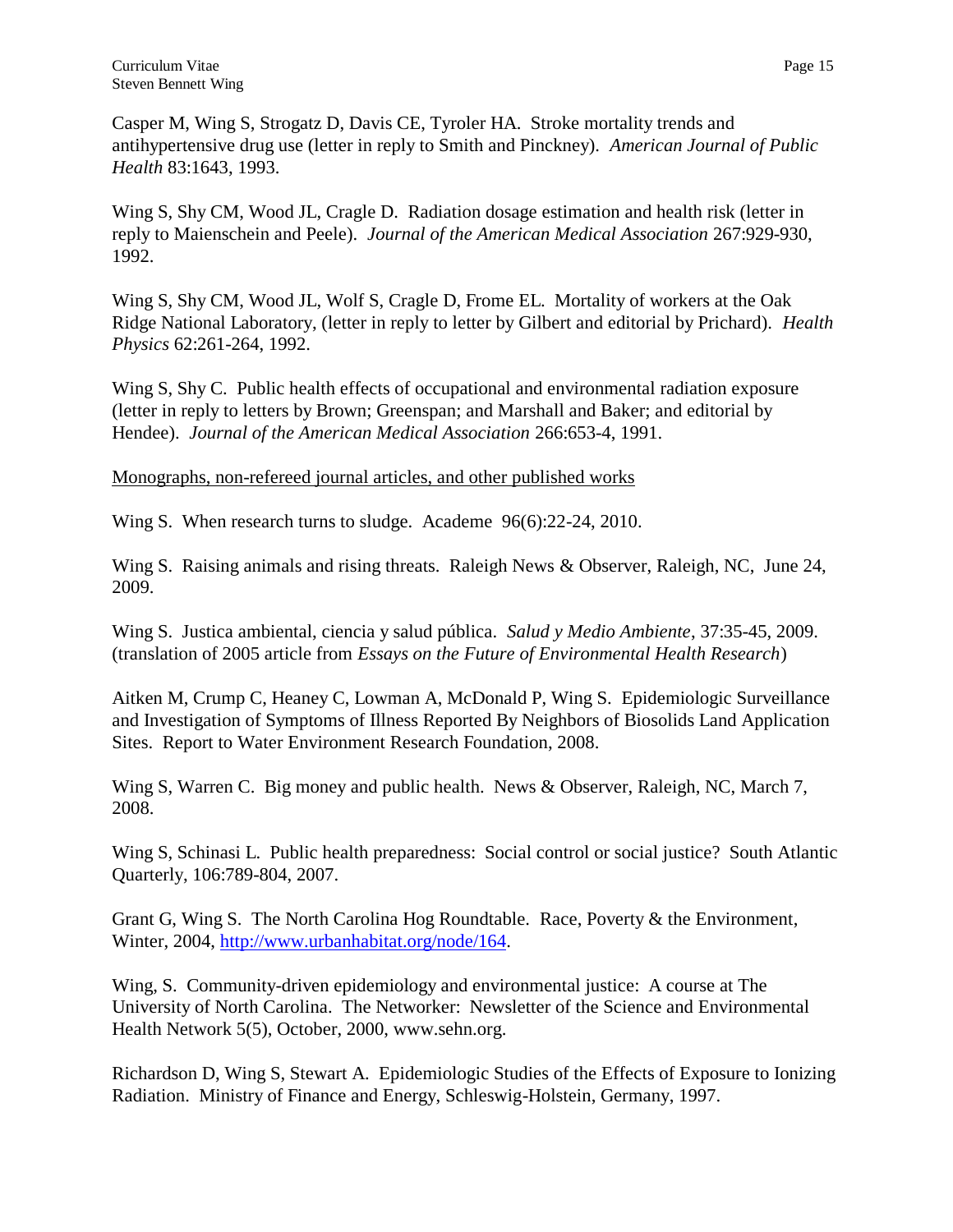Casper M, Wing S, Strogatz D, Davis CE, Tyroler HA. Stroke mortality trends and antihypertensive drug use (letter in reply to Smith and Pinckney). *American Journal of Public Health* 83:1643, 1993.

Wing S, Shy CM, Wood JL, Cragle D. Radiation dosage estimation and health risk (letter in reply to Maienschein and Peele). *Journal of the American Medical Association* 267:929-930, 1992.

Wing S, Shy CM, Wood JL, Wolf S, Cragle D, Frome EL. Mortality of workers at the Oak Ridge National Laboratory, (letter in reply to letter by Gilbert and editorial by Prichard). *Health Physics* 62:261-264, 1992.

Wing S, Shy C. Public health effects of occupational and environmental radiation exposure (letter in reply to letters by Brown; Greenspan; and Marshall and Baker; and editorial by Hendee). *Journal of the American Medical Association* 266:653-4, 1991.

<u>Monographs, non-refereed journal articles, and other published works</u>

Wing S. When research turns to sludge. Academe 96(6):22-24, 2010.

Wing S. Raising animals and rising threats. Raleigh News & Observer, Raleigh, NC, June 24, 2009.

Wing S. Justica ambiental, ciencia y salud pública. *Salud y Medio Ambiente*, 37:35-45, 2009. (translation of 2005 article from *Essays on the Future of Environmental Health Research*)

Aitken M, Crump C, Heaney C, Lowman A, McDonald P, Wing S. Epidemiologic Surveillance and Investigation of Symptoms of Illness Reported By Neighbors of Biosolids Land Application Sites. Report to Water Environment Research Foundation, 2008.

Wing S, Warren C. Big money and public health. News & Observer, Raleigh, NC, March 7, 2008.

Wing S, Schinasi L. Public health preparedness: Social control or social justice? South Atlantic Quarterly, 106:789-804, 2007.

Grant G, Wing S. The North Carolina Hog Roundtable. Race, Poverty & the Environment, Winter, 2004, http://www.urbanhabitat.org/node/164.

Wing, S. Community-driven epidemiology and environmental justice: A course at The University of North Carolina. The Networker: Newsletter of the Science and Environmental Health Network 5(5), October, 2000, www.sehn.org.

Richardson D, Wing S, Stewart A. Epidemiologic Studies of the Effects of Exposure to Ionizing Radiation. Ministry of Finance and Energy, Schleswig-Holstein, Germany, 1997.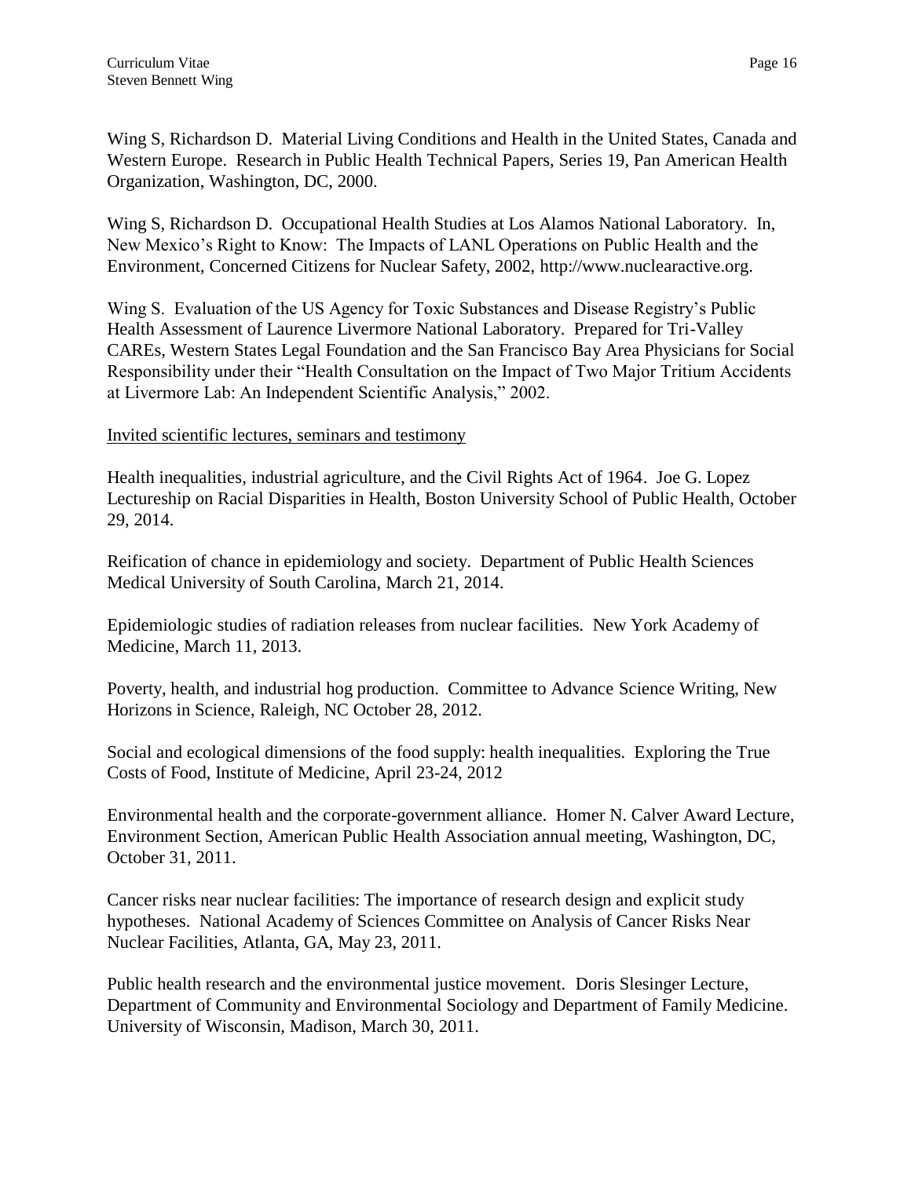Wing S, Richardson D. Material Living Conditions and Health in the United States, Canada and Western Europe. Research in Public Health Technical Papers, Series 19, Pan American Health Organization, Washington, DC, 2000.

Wing S, Richardson D. Occupational Health Studies at Los Alamos National Laboratory. In, New Mexico's Right to Know: The Impacts of LANL Operations on Public Health and the Environment, Concerned Citizens for Nuclear Safety, 2002, http://www.nuclearactive.org.

Wing S. Evaluation of the US Agency for Toxic Substances and Disease Registry's Public Health Assessment of Laurence Livermore National Laboratory. Prepared for Tri-Valley CAREs, Western States Legal Foundation and the San Francisco Bay Area Physicians for Social Responsibility under their "Health Consultation on the Impact of Two Major Tritium Accidents at Livermore Lab: An Independent Scientific Analysis," 2002.

Invited scientific lectures, seminars and testimony

Health inequalities, industrial agriculture, and the Civil Rights Act of 1964. Joe G. Lopez Lectureship on Racial Disparities in Health, Boston University School of Public Health, October 29, 2014.

Reification of chance in epidemiology and society. Department of Public Health Sciences Medical University of South Carolina, March 21, 2014.

Epidemiologic studies of radiation releases from nuclear facilities. New York Academy of Medicine, March 11, 2013.

Poverty, health, and industrial hog production. Committee to Advance Science Writing, New Horizons in Science, Raleigh, NC October 28, 2012.

Social and ecological dimensions of the food supply: health inequalities. Exploring the True Costs of Food, Institute of Medicine, April 23-24, 2012

Environmental health and the corporate-government alliance. Homer N. Calver Award Lecture, Environment Section, American Public Health Association annual meeting, Washington, DC, October 31, 2011.

Cancer risks near nuclear facilities: The importance of research design and explicit study hypotheses. National Academy of Sciences Committee on Analysis of Cancer Risks Near Nuclear Facilities, Atlanta, GA, May 23, 2011.

Public health research and the environmental justice movement. Doris Slesinger Lecture, Department of Community and Environmental Sociology and Department of Family Medicine. University of Wisconsin, Madison, March 30, 2011.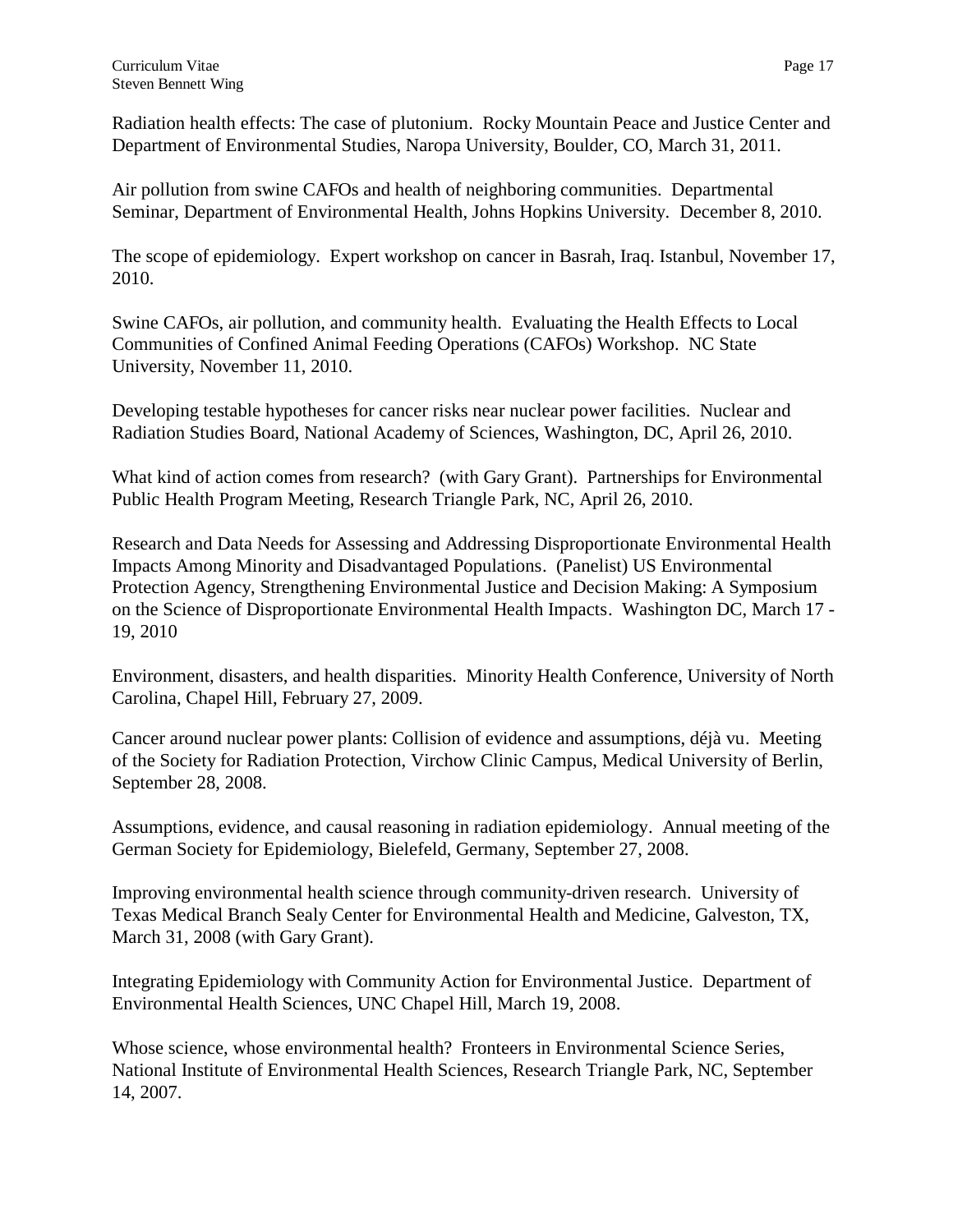Radiation health effects: The case of plutonium. Rocky Mountain Peace and Justice Center and Department of Environmental Studies, Naropa University, Boulder, CO, March 31, 2011.

Air pollution from swine CAFOs and health of neighboring communities. Departmental Seminar, Department of Environmental Health, Johns Hopkins University. December 8, 2010.

The scope of epidemiology. Expert workshop on cancer in Basrah, Iraq. Istanbul, November 17, 2010.

Swine CAFOs, air pollution, and community health. Evaluating the Health Effects to Local Communities of Confined Animal Feeding Operations (CAFOs) Workshop. NC State University, November 11, 2010.

Developing testable hypotheses for cancer risks near nuclear power facilities. Nuclear and Radiation Studies Board, National Academy of Sciences, Washington, DC, April 26, 2010.

What kind of action comes from research? (with Gary Grant). Partnerships for Environmental Public Health Program Meeting, Research Triangle Park, NC, April 26, 2010.

Research and Data Needs for Assessing and Addressing Disproportionate Environmental Health Impacts Among Minority and Disadvantaged Populations. (Panelist) US Environmental Protection Agency, Strengthening Environmental Justice and Decision Making: A Symposium on the Science of Disproportionate Environmental Health Impacts. Washington DC, March 17 - 19, 2010

Environment, disasters, and health disparities. Minority Health Conference, University of North Carolina, Chapel Hill, February 27, 2009.

Cancer around nuclear power plants: Collision of evidence and assumptions, déjà vu. Meeting of the Society for Radiation Protection, Virchow Clinic Campus, Medical University of Berlin, September 28, 2008.

Assumptions, evidence, and causal reasoning in radiation epidemiology. Annual meeting of the German Society for Epidemiology, Bielefeld, Germany, September 27, 2008.

Improving environmental health science through community-driven research. University of Texas Medical Branch Sealy Center for Environmental Health and Medicine, Galveston, TX, March 31, 2008 (with Gary Grant).

Integrating Epidemiology with Community Action for Environmental Justice. Department of Environmental Health Sciences, UNC Chapel Hill, March 19, 2008.

Whose science, whose environmental health? Fronteers in Environmental Science Series, National Institute of Environmental Health Sciences, Research Triangle Park, NC, September 14, 2007.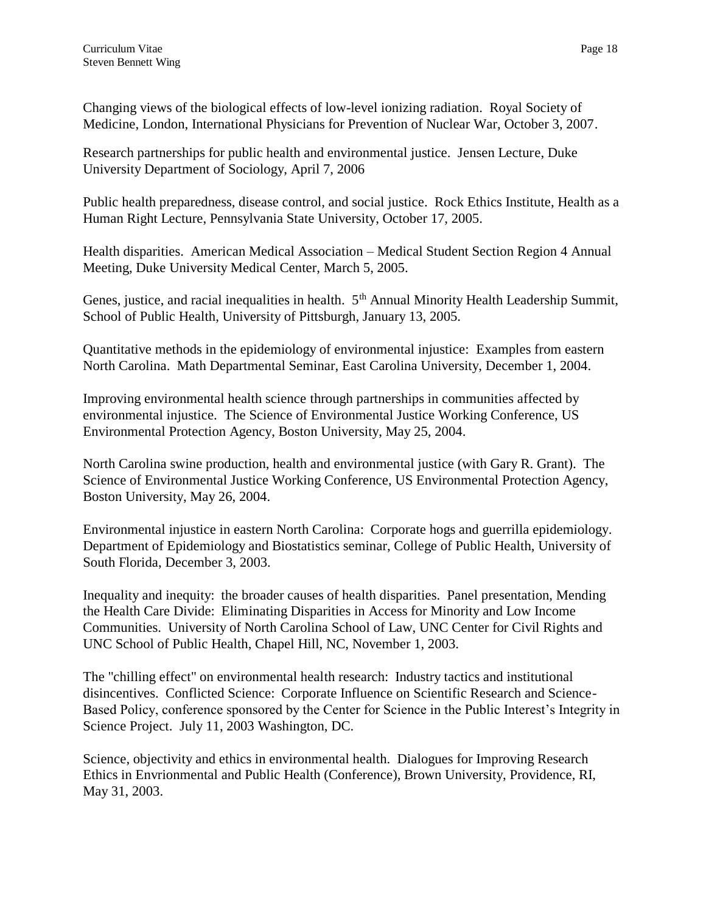Changing views of the biological effects of low-level ionizing radiation. Royal Society of Medicine, London, International Physicians for Prevention of Nuclear War, October 3, 2007.

Research partnerships for public health and environmental justice. Jensen Lecture, Duke University Department of Sociology, April 7, 2006

Public health preparedness, disease control, and social justice. Rock Ethics Institute, Health as a Human Right Lecture, Pennsylvania State University, October 17, 2005.

Health disparities. American Medical Association – Medical Student Section Region 4 Annual Meeting, Duke University Medical Center, March 5, 2005.

Genes, justice, and racial inequalities in health. 5th Annual Minority Health Leadership Summit, School of Public Health, University of Pittsburgh, January 13, 2005.

Quantitative methods in the epidemiology of environmental injustice: Examples from eastern North Carolina. Math Departmental Seminar, East Carolina University, December 1, 2004.

Improving environmental health science through partnerships in communities affected by environmental injustice. The Science of Environmental Justice Working Conference, US Environmental Protection Agency, Boston University, May 25, 2004.

North Carolina swine production, health and environmental justice (with Gary R. Grant). The Science of Environmental Justice Working Conference, US Environmental Protection Agency, Boston University, May 26, 2004.

Environmental injustice in eastern North Carolina: Corporate hogs and guerrilla epidemiology. Department of Epidemiology and Biostatistics seminar, College of Public Health, University of South Florida, December 3, 2003.

Inequality and inequity: the broader causes of health disparities. Panel presentation, Mending the Health Care Divide: Eliminating Disparities in Access for Minority and Low Income Communities. University of North Carolina School of Law, UNC Center for Civil Rights and UNC School of Public Health, Chapel Hill, NC, November 1, 2003.

The "chilling effect" on environmental health research: Industry tactics and institutional disincentives. Conflicted Science: Corporate Influence on Scientific Research and Science-Based Policy, conference sponsored by the Center for Science in the Public Interest's Integrity in Science Project. July 11, 2003 Washington, DC.

Science, objectivity and ethics in environmental health. Dialogues for Improving Research Ethics in Envrionmental and Public Health (Conference), Brown University, Providence, RI, May 31, 2003.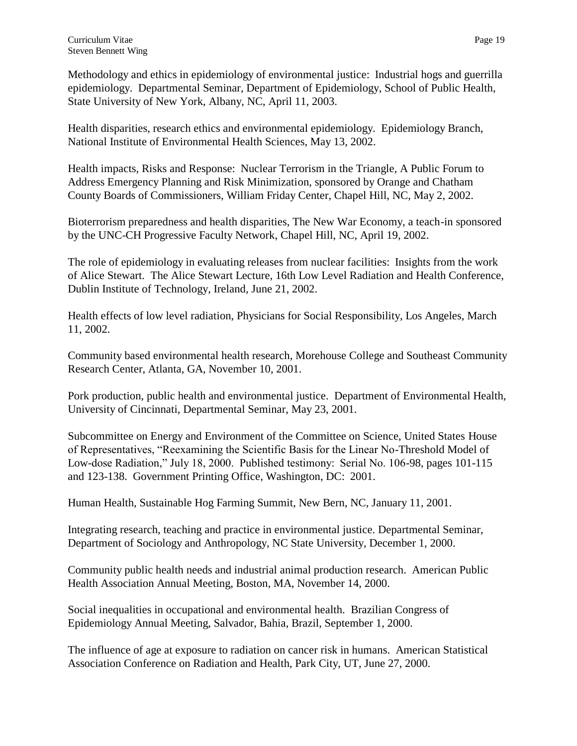Methodology and ethics in epidemiology of environmental justice: Industrial hogs and guerrilla epidemiology. Departmental Seminar, Department of Epidemiology, School of Public Health, State University of New York, Albany, NC, April 11, 2003.

Health disparities, research ethics and environmental epidemiology. Epidemiology Branch, National Institute of Environmental Health Sciences, May 13, 2002.

Health impacts, Risks and Response: Nuclear Terrorism in the Triangle, A Public Forum to Address Emergency Planning and Risk Minimization, sponsored by Orange and Chatham County Boards of Commissioners, William Friday Center, Chapel Hill, NC, May 2, 2002.

Bioterrorism preparedness and health disparities, The New War Economy, a teach-in sponsored by the UNC-CH Progressive Faculty Network, Chapel Hill, NC, April 19, 2002.

The role of epidemiology in evaluating releases from nuclear facilities: Insights from the work of Alice Stewart. The Alice Stewart Lecture, 16th Low Level Radiation and Health Conference, Dublin Institute of Technology, Ireland, June 21, 2002.

Health effects of low level radiation, Physicians for Social Responsibility, Los Angeles, March 11, 2002.

Community based environmental health research, Morehouse College and Southeast Community Research Center, Atlanta, GA, November 10, 2001.

Pork production, public health and environmental justice. Department of Environmental Health, University of Cincinnati, Departmental Seminar, May 23, 2001.

Subcommittee on Energy and Environment of the Committee on Science, United States House of Representatives, "Reexamining the Scientific Basis for the Linear No-Threshold Model of Low-dose Radiation," July 18, 2000. Published testimony: Serial No. 106-98, pages 101-115 and 123-138. Government Printing Office, Washington, DC: 2001.

Human Health, Sustainable Hog Farming Summit, New Bern, NC, January 11, 2001.

Integrating research, teaching and practice in environmental justice. Departmental Seminar, Department of Sociology and Anthropology, NC State University, December 1, 2000.

Community public health needs and industrial animal production research. American Public Health Association Annual Meeting, Boston, MA, November 14, 2000.

Social inequalities in occupational and environmental health. Brazilian Congress of Epidemiology Annual Meeting, Salvador, Bahia, Brazil, September 1, 2000.

The influence of age at exposure to radiation on cancer risk in humans. American Statistical Association Conference on Radiation and Health, Park City, UT, June 27, 2000.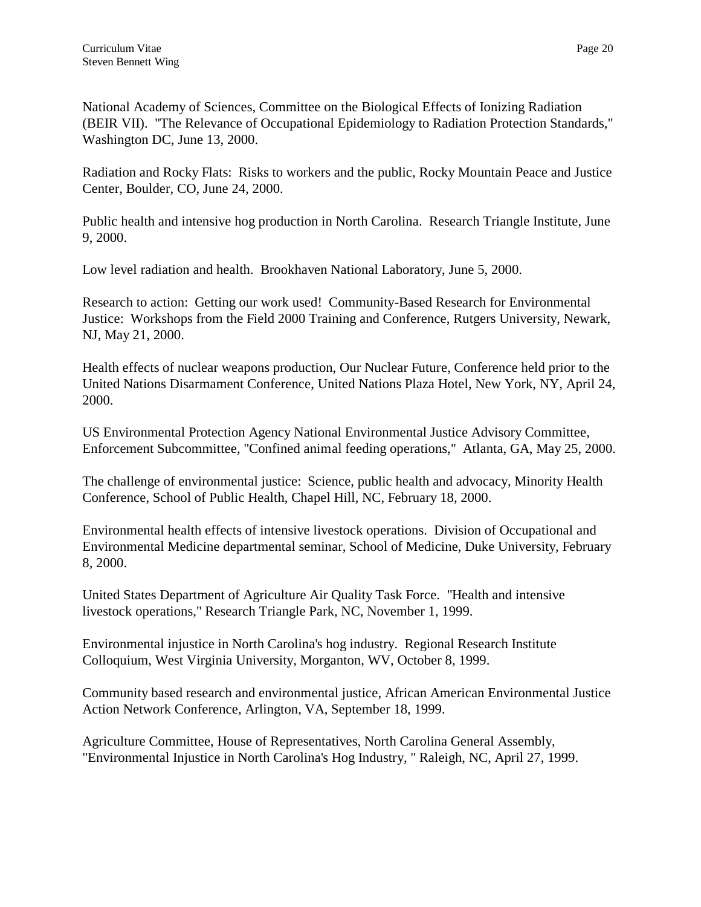National Academy of Sciences, Committee on the Biological Effects of Ionizing Radiation (BEIR VII). "The Relevance of Occupational Epidemiology to Radiation Protection Standards," Washington DC, June 13, 2000.

Radiation and Rocky Flats: Risks to workers and the public, Rocky Mountain Peace and Justice Center, Boulder, CO, June 24, 2000.

Public health and intensive hog production in North Carolina. Research Triangle Institute, June 9, 2000.

Low level radiation and health. Brookhaven National Laboratory, June 5, 2000.

Research to action: Getting our work used! Community-Based Research for Environmental Justice: Workshops from the Field 2000 Training and Conference, Rutgers University, Newark, NJ, May 21, 2000.

Health effects of nuclear weapons production, Our Nuclear Future, Conference held prior to the United Nations Disarmament Conference, United Nations Plaza Hotel, New York, NY, April 24, 2000.

US Environmental Protection Agency National Environmental Justice Advisory Committee, Enforcement Subcommittee, "Confined animal feeding operations," Atlanta, GA, May 25, 2000.

The challenge of environmental justice: Science, public health and advocacy, Minority Health Conference, School of Public Health, Chapel Hill, NC, February 18, 2000.

Environmental health effects of intensive livestock operations. Division of Occupational and Environmental Medicine departmental seminar, School of Medicine, Duke University, February 8, 2000.

United States Department of Agriculture Air Quality Task Force. "Health and intensive livestock operations," Research Triangle Park, NC, November 1, 1999.

Environmental injustice in North Carolina's hog industry. Regional Research Institute Colloquium, West Virginia University, Morganton, WV, October 8, 1999.

Community based research and environmental justice, African American Environmental Justice Action Network Conference, Arlington, VA, September 18, 1999.

Agriculture Committee, House of Representatives, North Carolina General Assembly, "Environmental Injustice in North Carolina's Hog Industry, " Raleigh, NC, April 27, 1999.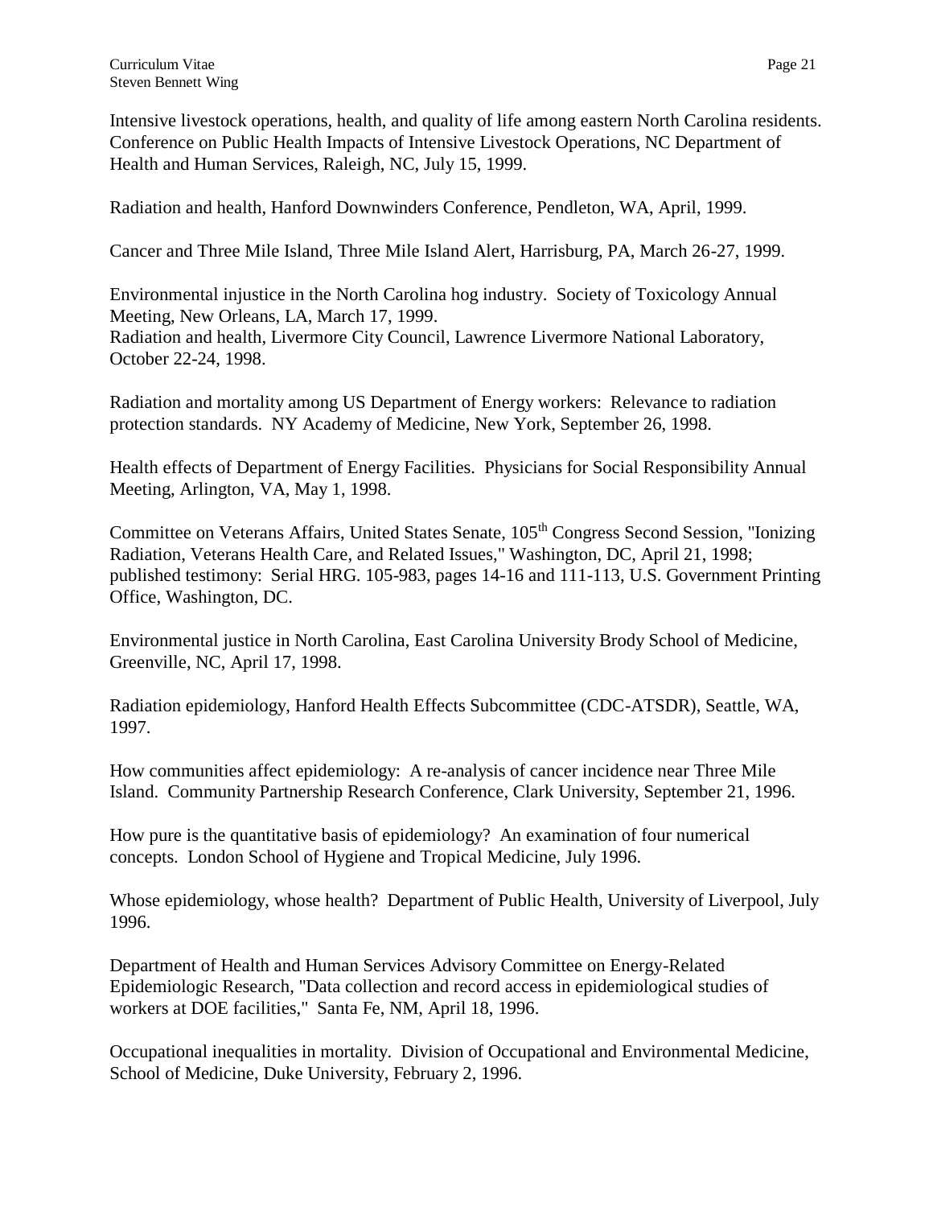Intensive livestock operations, health, and quality of life among eastern North Carolina residents. Conference on Public Health Impacts of Intensive Livestock Operations, NC Department of Health and Human Services, Raleigh, NC, July 15, 1999.

Radiation and health, Hanford Downwinders Conference, Pendleton, WA, April, 1999.

Cancer and Three Mile Island, Three Mile Island Alert, Harrisburg, PA, March 26-27, 1999.

Environmental injustice in the North Carolina hog industry. Society of Toxicology Annual Meeting, New Orleans, LA, March 17, 1999.
Radiation and health, Livermore City Council, Lawrence Livermore National Laboratory, October 22-24, 1998.

Radiation and mortality among US Department of Energy workers: Relevance to radiation protection standards. NY Academy of Medicine, New York, September 26, 1998.

Health effects of Department of Energy Facilities. Physicians for Social Responsibility Annual Meeting, Arlington, VA, May 1, 1998.

Committee on Veterans Affairs, United States Senate, 105th Congress Second Session, "Ionizing Radiation, Veterans Health Care, and Related Issues," Washington, DC, April 21, 1998; published testimony: Serial HRG. 105-983, pages 14-16 and 111-113, U.S. Government Printing Office, Washington, DC.

Environmental justice in North Carolina, East Carolina University Brody School of Medicine, Greenville, NC, April 17, 1998.

Radiation epidemiology, Hanford Health Effects Subcommittee (CDC-ATSDR), Seattle, WA, 1997.

How communities affect epidemiology: A re-analysis of cancer incidence near Three Mile Island. Community Partnership Research Conference, Clark University, September 21, 1996.

How pure is the quantitative basis of epidemiology? An examination of four numerical concepts. London School of Hygiene and Tropical Medicine, July 1996.

Whose epidemiology, whose health? Department of Public Health, University of Liverpool, July 1996.

Department of Health and Human Services Advisory Committee on Energy-Related Epidemiologic Research, "Data collection and record access in epidemiological studies of workers at DOE facilities," Santa Fe, NM, April 18, 1996.

Occupational inequalities in mortality. Division of Occupational and Environmental Medicine, School of Medicine, Duke University, February 2, 1996.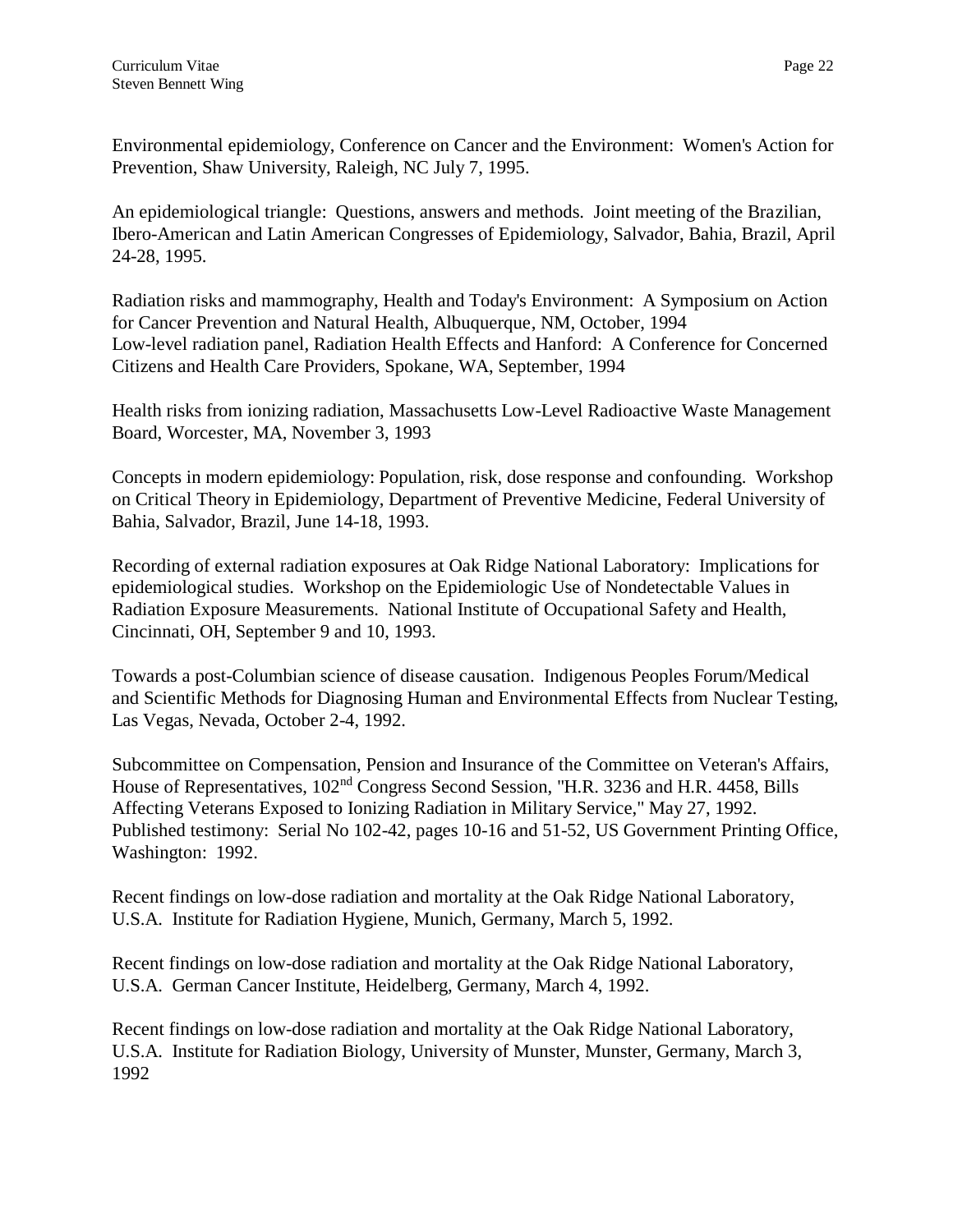Environmental epidemiology, Conference on Cancer and the Environment: Women's Action for Prevention, Shaw University, Raleigh, NC July 7, 1995.

An epidemiological triangle: Questions, answers and methods. Joint meeting of the Brazilian, Ibero-American and Latin American Congresses of Epidemiology, Salvador, Bahia, Brazil, April 24-28, 1995.

Radiation risks and mammography, Health and Today's Environment: A Symposium on Action for Cancer Prevention and Natural Health, Albuquerque, NM, October, 1994
Low-level radiation panel, Radiation Health Effects and Hanford: A Conference for Concerned Citizens and Health Care Providers, Spokane, WA, September, 1994

Health risks from ionizing radiation, Massachusetts Low-Level Radioactive Waste Management Board, Worcester, MA, November 3, 1993

Concepts in modern epidemiology: Population, risk, dose response and confounding. Workshop on Critical Theory in Epidemiology, Department of Preventive Medicine, Federal University of Bahia, Salvador, Brazil, June 14-18, 1993.

Recording of external radiation exposures at Oak Ridge National Laboratory: Implications for epidemiological studies. Workshop on the Epidemiologic Use of Nondetectable Values in Radiation Exposure Measurements. National Institute of Occupational Safety and Health, Cincinnati, OH, September 9 and 10, 1993.

Towards a post-Columbian science of disease causation. Indigenous Peoples Forum/Medical and Scientific Methods for Diagnosing Human and Environmental Effects from Nuclear Testing, Las Vegas, Nevada, October 2-4, 1992.

Subcommittee on Compensation, Pension and Insurance of the Committee on Veteran's Affairs, House of Representatives, 102nd Congress Second Session, "H.R. 3236 and H.R. 4458, Bills Affecting Veterans Exposed to Ionizing Radiation in Military Service," May 27, 1992. Published testimony: Serial No 102-42, pages 10-16 and 51-52, US Government Printing Office, Washington: 1992.

Recent findings on low-dose radiation and mortality at the Oak Ridge National Laboratory, U.S.A. Institute for Radiation Hygiene, Munich, Germany, March 5, 1992.

Recent findings on low-dose radiation and mortality at the Oak Ridge National Laboratory, U.S.A. German Cancer Institute, Heidelberg, Germany, March 4, 1992.

Recent findings on low-dose radiation and mortality at the Oak Ridge National Laboratory, U.S.A. Institute for Radiation Biology, University of Munster, Munster, Germany, March 3, 1992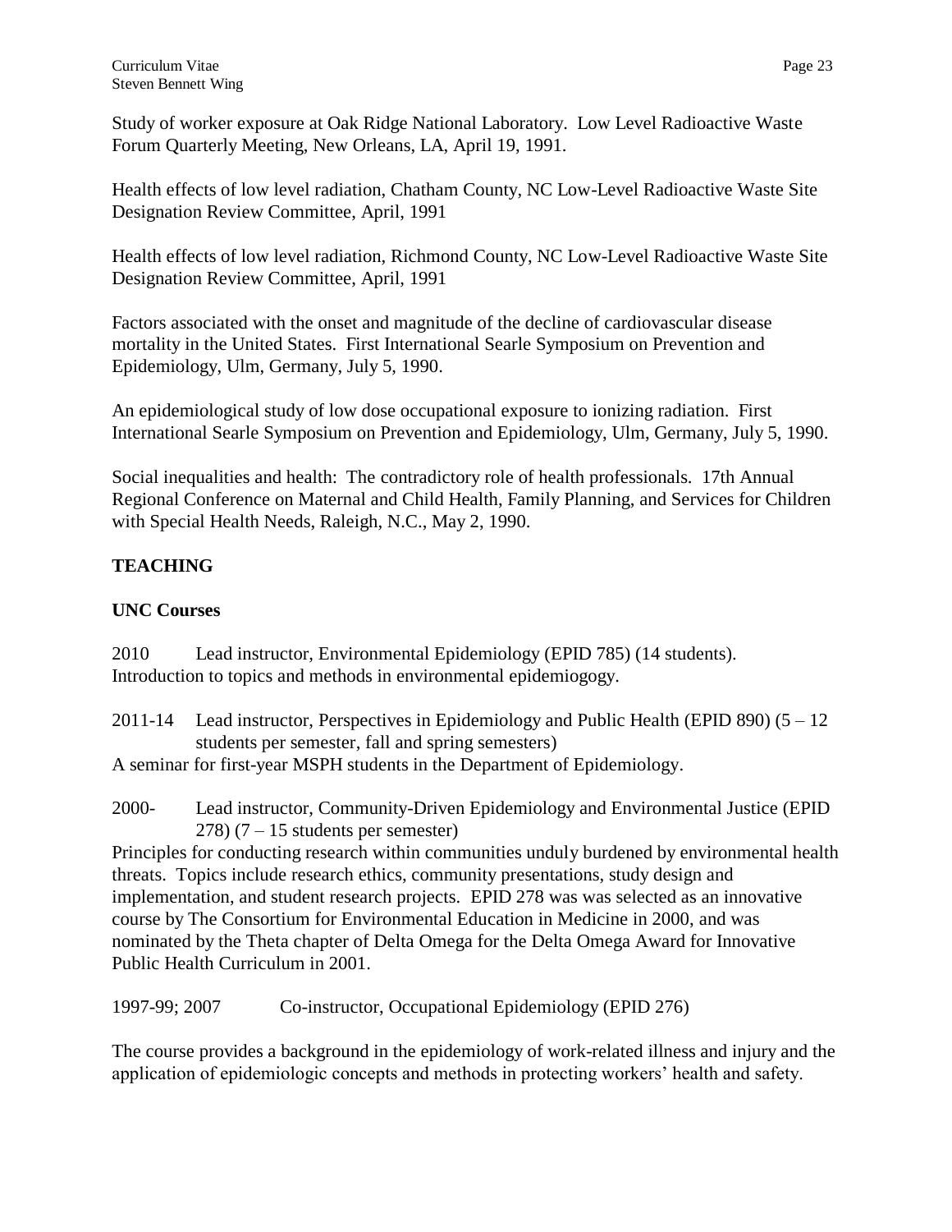Study of worker exposure at Oak Ridge National Laboratory. Low Level Radioactive Waste Forum Quarterly Meeting, New Orleans, LA, April 19, 1991.

Health effects of low level radiation, Chatham County, NC Low-Level Radioactive Waste Site Designation Review Committee, April, 1991

Health effects of low level radiation, Richmond County, NC Low-Level Radioactive Waste Site Designation Review Committee, April, 1991

Factors associated with the onset and magnitude of the decline of cardiovascular disease mortality in the United States. First International Searle Symposium on Prevention and Epidemiology, Ulm, Germany, July 5, 1990.

An epidemiological study of low dose occupational exposure to ionizing radiation. First International Searle Symposium on Prevention and Epidemiology, Ulm, Germany, July 5, 1990.

Social inequalities and health: The contradictory role of health professionals. 17th Annual Regional Conference on Maternal and Child Health, Family Planning, and Services for Children with Special Health Needs, Raleigh, N.C., May 2, 1990.

## TEACHING

### UNC Courses

2010 Lead instructor, Environmental Epidemiology (EPID 785) (14 students). Introduction to topics and methods in environmental epidemiogogy.

2011-14 Lead instructor, Perspectives in Epidemiology and Public Health (EPID 890) (5 – 12 students per semester, fall and spring semesters)
A seminar for first-year MSPH students in the Department of Epidemiology.

2000- Lead instructor, Community-Driven Epidemiology and Environmental Justice (EPID 278) (7 – 15 students per semester)
Principles for conducting research within communities unduly burdened by environmental health threats. Topics include research ethics, community presentations, study design and implementation, and student research projects. EPID 278 was was selected as an innovative course by The Consortium for Environmental Education in Medicine in 2000, and was nominated by the Theta chapter of Delta Omega for the Delta Omega Award for Innovative Public Health Curriculum in 2001.

1997-99; 2007 Co-instructor, Occupational Epidemiology (EPID 276)

The course provides a background in the epidemiology of work-related illness and injury and the application of epidemiologic concepts and methods in protecting workers' health and safety.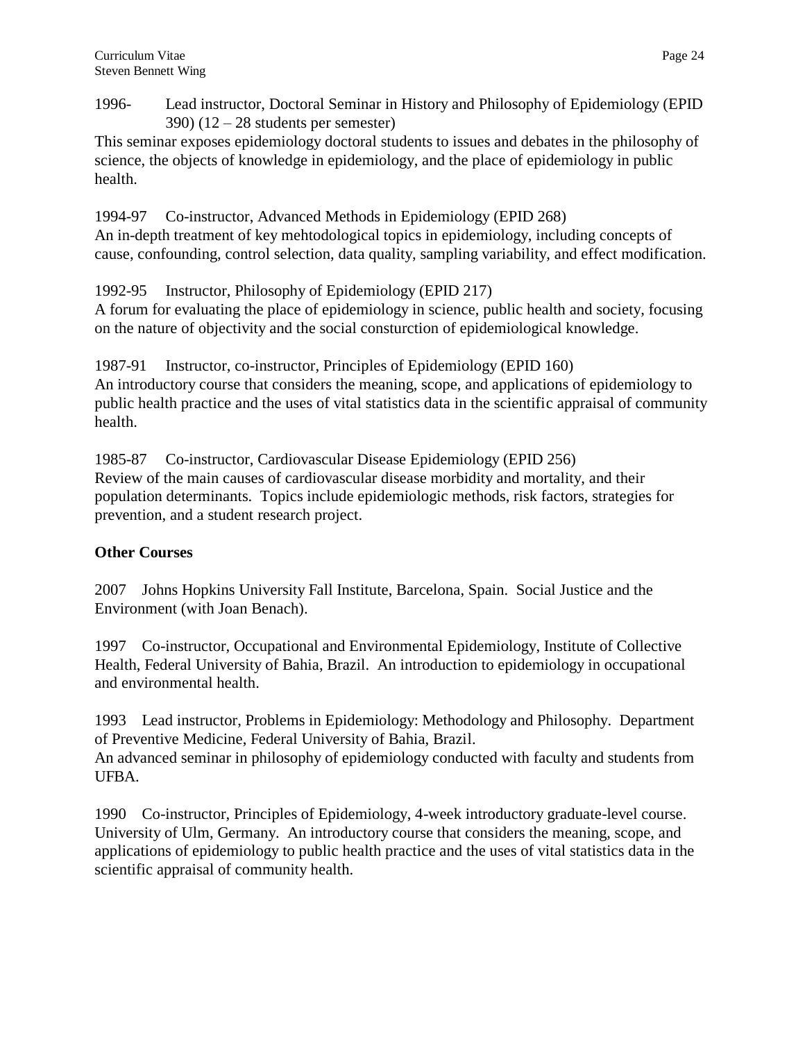1996- Lead instructor, Doctoral Seminar in History and Philosophy of Epidemiology (EPID 390) (12 – 28 students per semester)
This seminar exposes epidemiology doctoral students to issues and debates in the philosophy of science, the objects of knowledge in epidemiology, and the place of epidemiology in public health.

1994-97 Co-instructor, Advanced Methods in Epidemiology (EPID 268)
An in-depth treatment of key mehtodological topics in epidemiology, including concepts of cause, confounding, control selection, data quality, sampling variability, and effect modification.

1992-95 Instructor, Philosophy of Epidemiology (EPID 217)
A forum for evaluating the place of epidemiology in science, public health and society, focusing on the nature of objectivity and the social consturction of epidemiological knowledge.

1987-91 Instructor, co-instructor, Principles of Epidemiology (EPID 160)
An introductory course that considers the meaning, scope, and applications of epidemiology to public health practice and the uses of vital statistics data in the scientific appraisal of community health.

1985-87 Co-instructor, Cardiovascular Disease Epidemiology (EPID 256)
Review of the main causes of cardiovascular disease morbidity and mortality, and their population determinants. Topics include epidemiologic methods, risk factors, strategies for prevention, and a student research project.

**Other Courses**

2007 Johns Hopkins University Fall Institute, Barcelona, Spain. Social Justice and the Environment (with Joan Benach).

1997 Co-instructor, Occupational and Environmental Epidemiology, Institute of Collective Health, Federal University of Bahia, Brazil. An introduction to epidemiology in occupational and environmental health.

1993 Lead instructor, Problems in Epidemiology: Methodology and Philosophy. Department of Preventive Medicine, Federal University of Bahia, Brazil.
An advanced seminar in philosophy of epidemiology conducted with faculty and students from UFBA.

1990 Co-instructor, Principles of Epidemiology, 4-week introductory graduate-level course. University of Ulm, Germany. An introductory course that considers the meaning, scope, and applications of epidemiology to public health practice and the uses of vital statistics data in the scientific appraisal of community health.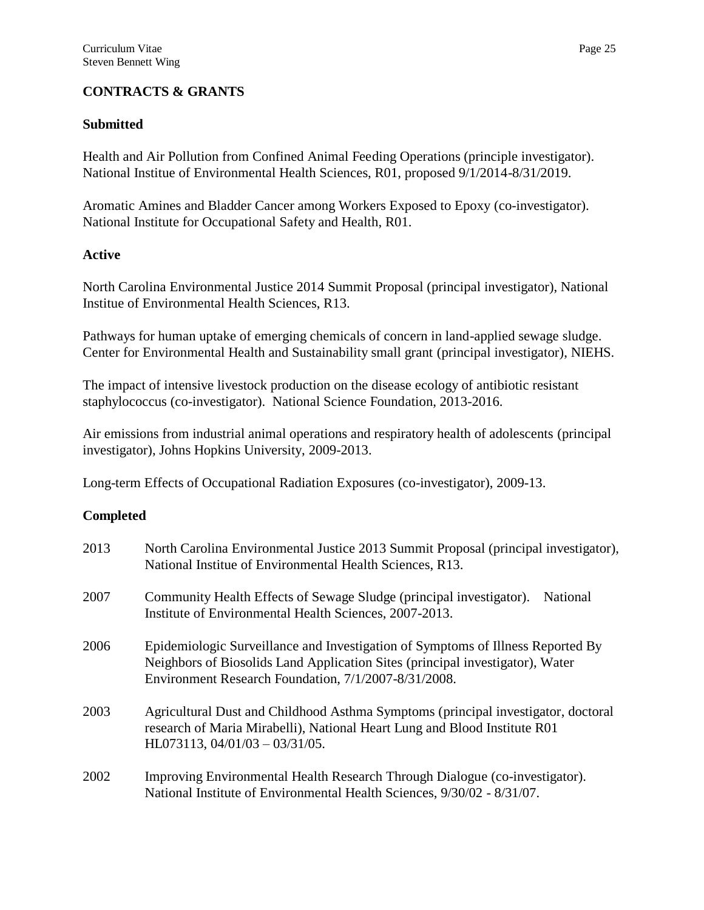## CONTRACTS & GRANTS

### Submitted

Health and Air Pollution from Confined Animal Feeding Operations (principle investigator). National Institue of Environmental Health Sciences, R01, proposed 9/1/2014-8/31/2019.

Aromatic Amines and Bladder Cancer among Workers Exposed to Epoxy (co-investigator). National Institute for Occupational Safety and Health, R01.

### Active

North Carolina Environmental Justice 2014 Summit Proposal (principal investigator), National Institue of Environmental Health Sciences, R13.

Pathways for human uptake of emerging chemicals of concern in land-applied sewage sludge. Center for Environmental Health and Sustainability small grant (principal investigator), NIEHS.

The impact of intensive livestock production on the disease ecology of antibiotic resistant staphylococcus (co-investigator). National Science Foundation, 2013-2016.

Air emissions from industrial animal operations and respiratory health of adolescents (principal investigator), Johns Hopkins University, 2009-2013.

Long-term Effects of Occupational Radiation Exposures (co-investigator), 2009-13.

### Completed

2013 North Carolina Environmental Justice 2013 Summit Proposal (principal investigator), National Institue of Environmental Health Sciences, R13.

2007 Community Health Effects of Sewage Sludge (principal investigator). National Institute of Environmental Health Sciences, 2007-2013.

2006 Epidemiologic Surveillance and Investigation of Symptoms of Illness Reported By Neighbors of Biosolids Land Application Sites (principal investigator), Water Environment Research Foundation, 7/1/2007-8/31/2008.

2003 Agricultural Dust and Childhood Asthma Symptoms (principal investigator, doctoral research of Maria Mirabelli), National Heart Lung and Blood Institute R01 HL073113, 04/01/03 – 03/31/05.

2002 Improving Environmental Health Research Through Dialogue (co-investigator). National Institute of Environmental Health Sciences, 9/30/02 - 8/31/07.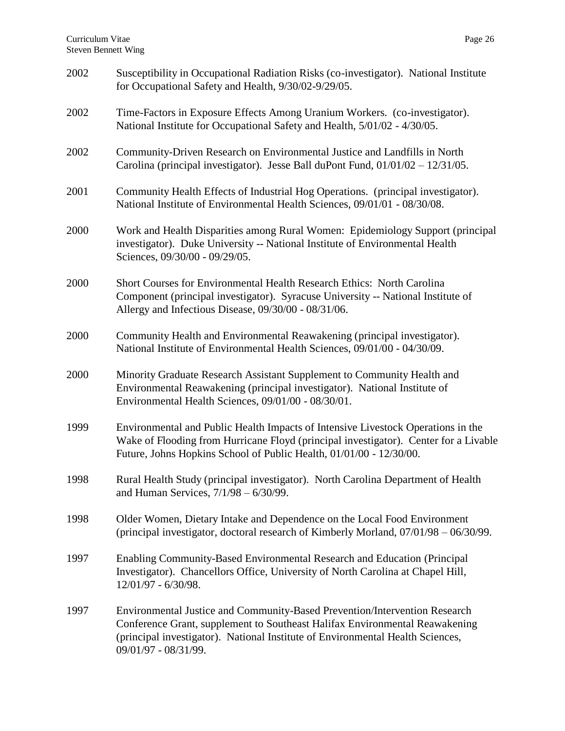2002 Susceptibility in Occupational Radiation Risks (co-investigator). National Institute for Occupational Safety and Health, 9/30/02-9/29/05.

2002 Time-Factors in Exposure Effects Among Uranium Workers. (co-investigator). National Institute for Occupational Safety and Health, 5/01/02 - 4/30/05.

2002 Community-Driven Research on Environmental Justice and Landfills in North Carolina (principal investigator). Jesse Ball duPont Fund, 01/01/02 – 12/31/05.

2001 Community Health Effects of Industrial Hog Operations. (principal investigator). National Institute of Environmental Health Sciences, 09/01/01 - 08/30/08.

2000 Work and Health Disparities among Rural Women: Epidemiology Support (principal investigator). Duke University -- National Institute of Environmental Health Sciences, 09/30/00 - 09/29/05.

2000 Short Courses for Environmental Health Research Ethics: North Carolina Component (principal investigator). Syracuse University -- National Institute of Allergy and Infectious Disease, 09/30/00 - 08/31/06.

2000 Community Health and Environmental Reawakening (principal investigator). National Institute of Environmental Health Sciences, 09/01/00 - 04/30/09.

2000 Minority Graduate Research Assistant Supplement to Community Health and Environmental Reawakening (principal investigator). National Institute of Environmental Health Sciences, 09/01/00 - 08/30/01.

1999 Environmental and Public Health Impacts of Intensive Livestock Operations in the Wake of Flooding from Hurricane Floyd (principal investigator). Center for a Livable Future, Johns Hopkins School of Public Health, 01/01/00 - 12/30/00.

1998 Rural Health Study (principal investigator). North Carolina Department of Health and Human Services, 7/1/98 – 6/30/99.

1998 Older Women, Dietary Intake and Dependence on the Local Food Environment (principal investigator, doctoral research of Kimberly Morland, 07/01/98 – 06/30/99.

1997 Enabling Community-Based Environmental Research and Education (Principal Investigator). Chancellors Office, University of North Carolina at Chapel Hill, 12/01/97 - 6/30/98.

1997 Environmental Justice and Community-Based Prevention/Intervention Research Conference Grant, supplement to Southeast Halifax Environmental Reawakening (principal investigator). National Institute of Environmental Health Sciences, 09/01/97 - 08/31/99.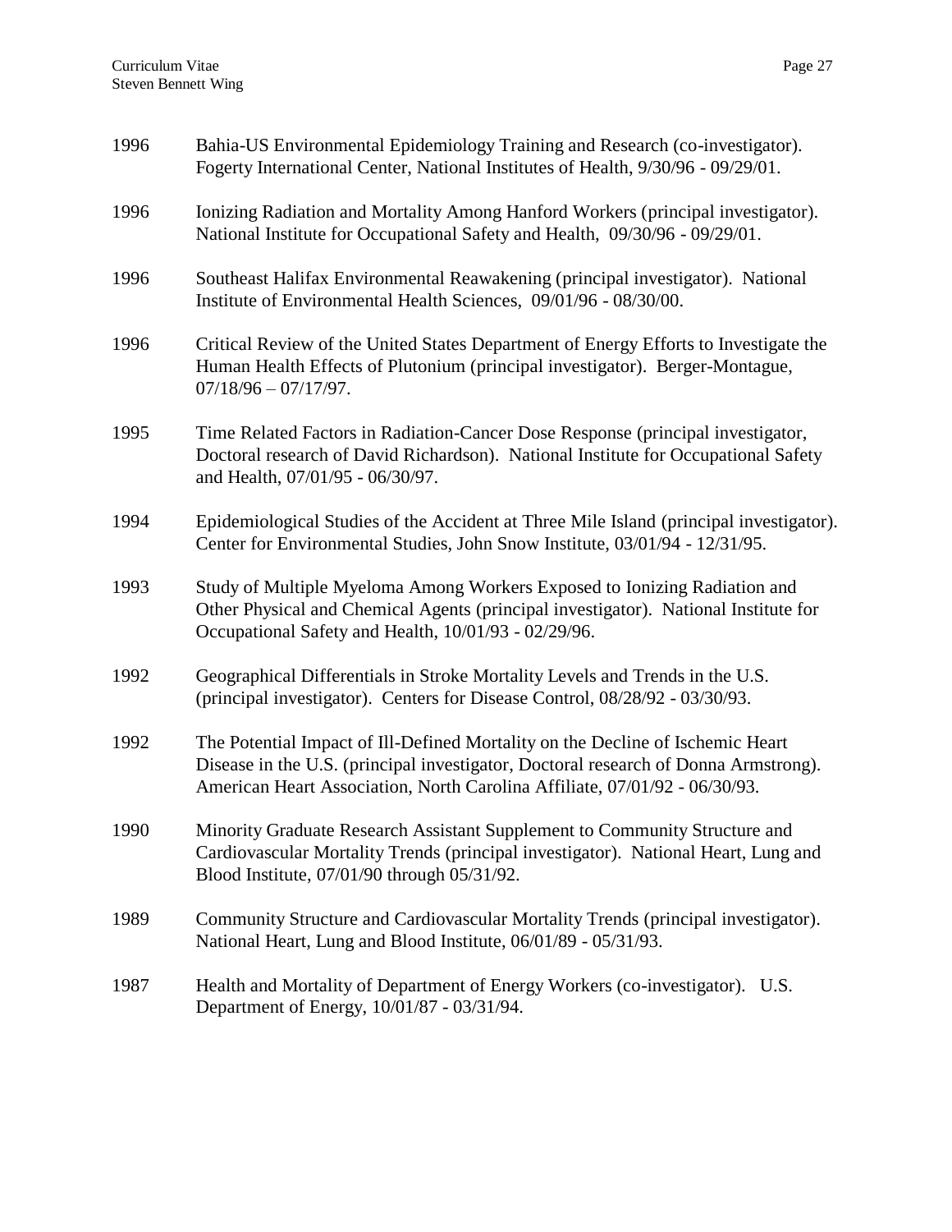1996 Bahia-US Environmental Epidemiology Training and Research (co-investigator). Fogerty International Center, National Institutes of Health, 9/30/96 - 09/29/01.

1996 Ionizing Radiation and Mortality Among Hanford Workers (principal investigator). National Institute for Occupational Safety and Health, 09/30/96 - 09/29/01.

1996 Southeast Halifax Environmental Reawakening (principal investigator). National Institute of Environmental Health Sciences, 09/01/96 - 08/30/00.

1996 Critical Review of the United States Department of Energy Efforts to Investigate the Human Health Effects of Plutonium (principal investigator). Berger-Montague, 07/18/96 – 07/17/97.

1995 Time Related Factors in Radiation-Cancer Dose Response (principal investigator, Doctoral research of David Richardson). National Institute for Occupational Safety and Health, 07/01/95 - 06/30/97.

1994 Epidemiological Studies of the Accident at Three Mile Island (principal investigator). Center for Environmental Studies, John Snow Institute, 03/01/94 - 12/31/95.

1993 Study of Multiple Myeloma Among Workers Exposed to Ionizing Radiation and Other Physical and Chemical Agents (principal investigator). National Institute for Occupational Safety and Health, 10/01/93 - 02/29/96.

1992 Geographical Differentials in Stroke Mortality Levels and Trends in the U.S. (principal investigator). Centers for Disease Control, 08/28/92 - 03/30/93.

1992 The Potential Impact of Ill-Defined Mortality on the Decline of Ischemic Heart Disease in the U.S. (principal investigator, Doctoral research of Donna Armstrong). American Heart Association, North Carolina Affiliate, 07/01/92 - 06/30/93.

1990 Minority Graduate Research Assistant Supplement to Community Structure and Cardiovascular Mortality Trends (principal investigator). National Heart, Lung and Blood Institute, 07/01/90 through 05/31/92.

1989 Community Structure and Cardiovascular Mortality Trends (principal investigator). National Heart, Lung and Blood Institute, 06/01/89 - 05/31/93.

1987 Health and Mortality of Department of Energy Workers (co-investigator). U.S. Department of Energy, 10/01/87 - 03/31/94.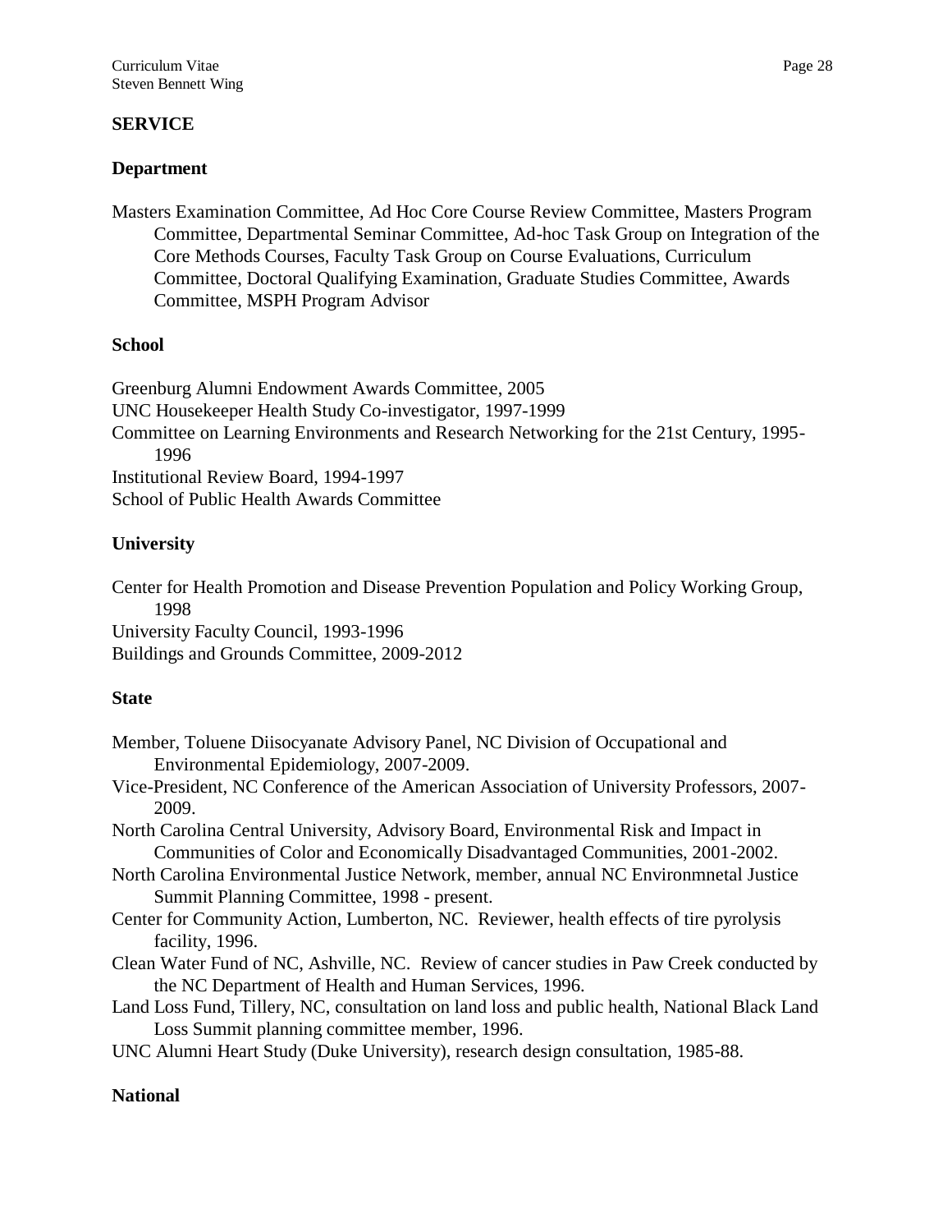## SERVICE

### Department

Masters Examination Committee, Ad Hoc Core Course Review Committee, Masters Program Committee, Departmental Seminar Committee, Ad-hoc Task Group on Integration of the Core Methods Courses, Faculty Task Group on Course Evaluations, Curriculum Committee, Doctoral Qualifying Examination, Graduate Studies Committee, Awards Committee, MSPH Program Advisor

### School

Greenburg Alumni Endowment Awards Committee, 2005
UNC Housekeeper Health Study Co-investigator, 1997-1999
Committee on Learning Environments and Research Networking for the 21st Century, 1995-1996
Institutional Review Board, 1994-1997
School of Public Health Awards Committee

### University

Center for Health Promotion and Disease Prevention Population and Policy Working Group, 1998
University Faculty Council, 1993-1996
Buildings and Grounds Committee, 2009-2012

### State

Member, Toluene Diisocyanate Advisory Panel, NC Division of Occupational and Environmental Epidemiology, 2007-2009.
Vice-President, NC Conference of the American Association of University Professors, 2007-2009.
North Carolina Central University, Advisory Board, Environmental Risk and Impact in Communities of Color and Economically Disadvantaged Communities, 2001-2002.
North Carolina Environmental Justice Network, member, annual NC Environmnetal Justice Summit Planning Committee, 1998 - present.
Center for Community Action, Lumberton, NC. Reviewer, health effects of tire pyrolysis facility, 1996.
Clean Water Fund of NC, Ashville, NC. Review of cancer studies in Paw Creek conducted by the NC Department of Health and Human Services, 1996.
Land Loss Fund, Tillery, NC, consultation on land loss and public health, National Black Land Loss Summit planning committee member, 1996.
UNC Alumni Heart Study (Duke University), research design consultation, 1985-88.

### National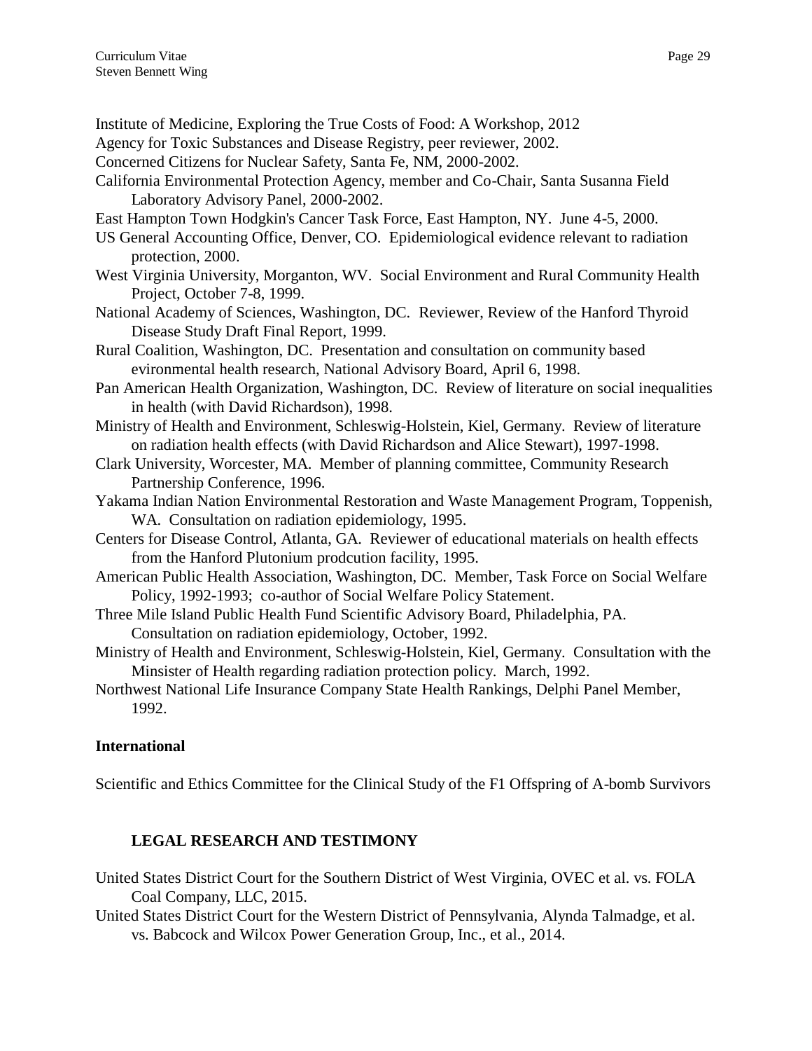Institute of Medicine, Exploring the True Costs of Food: A Workshop, 2012

Agency for Toxic Substances and Disease Registry, peer reviewer, 2002.

Concerned Citizens for Nuclear Safety, Santa Fe, NM, 2000-2002.

California Environmental Protection Agency, member and Co-Chair, Santa Susanna Field Laboratory Advisory Panel, 2000-2002.

East Hampton Town Hodgkin's Cancer Task Force, East Hampton, NY. June 4-5, 2000.

US General Accounting Office, Denver, CO. Epidemiological evidence relevant to radiation protection, 2000.

West Virginia University, Morganton, WV. Social Environment and Rural Community Health Project, October 7-8, 1999.

National Academy of Sciences, Washington, DC. Reviewer, Review of the Hanford Thyroid Disease Study Draft Final Report, 1999.

Rural Coalition, Washington, DC. Presentation and consultation on community based evironmental health research, National Advisory Board, April 6, 1998.

Pan American Health Organization, Washington, DC. Review of literature on social inequalities in health (with David Richardson), 1998.

Ministry of Health and Environment, Schleswig-Holstein, Kiel, Germany. Review of literature on radiation health effects (with David Richardson and Alice Stewart), 1997-1998.

Clark University, Worcester, MA. Member of planning committee, Community Research Partnership Conference, 1996.

Yakama Indian Nation Environmental Restoration and Waste Management Program, Toppenish, WA. Consultation on radiation epidemiology, 1995.

Centers for Disease Control, Atlanta, GA. Reviewer of educational materials on health effects from the Hanford Plutonium prodcution facility, 1995.

American Public Health Association, Washington, DC. Member, Task Force on Social Welfare Policy, 1992-1993; co-author of Social Welfare Policy Statement.

Three Mile Island Public Health Fund Scientific Advisory Board, Philadelphia, PA. Consultation on radiation epidemiology, October, 1992.

Ministry of Health and Environment, Schleswig-Holstein, Kiel, Germany. Consultation with the Minsister of Health regarding radiation protection policy. March, 1992.

Northwest National Life Insurance Company State Health Rankings, Delphi Panel Member, 1992.

**International**

Scientific and Ethics Committee for the Clinical Study of the F1 Offspring of A-bomb Survivors

## LEGAL RESEARCH AND TESTIMONY

United States District Court for the Southern District of West Virginia, OVEC et al. vs. FOLA Coal Company, LLC, 2015.

United States District Court for the Western District of Pennsylvania, Alynda Talmadge, et al. vs. Babcock and Wilcox Power Generation Group, Inc., et al., 2014.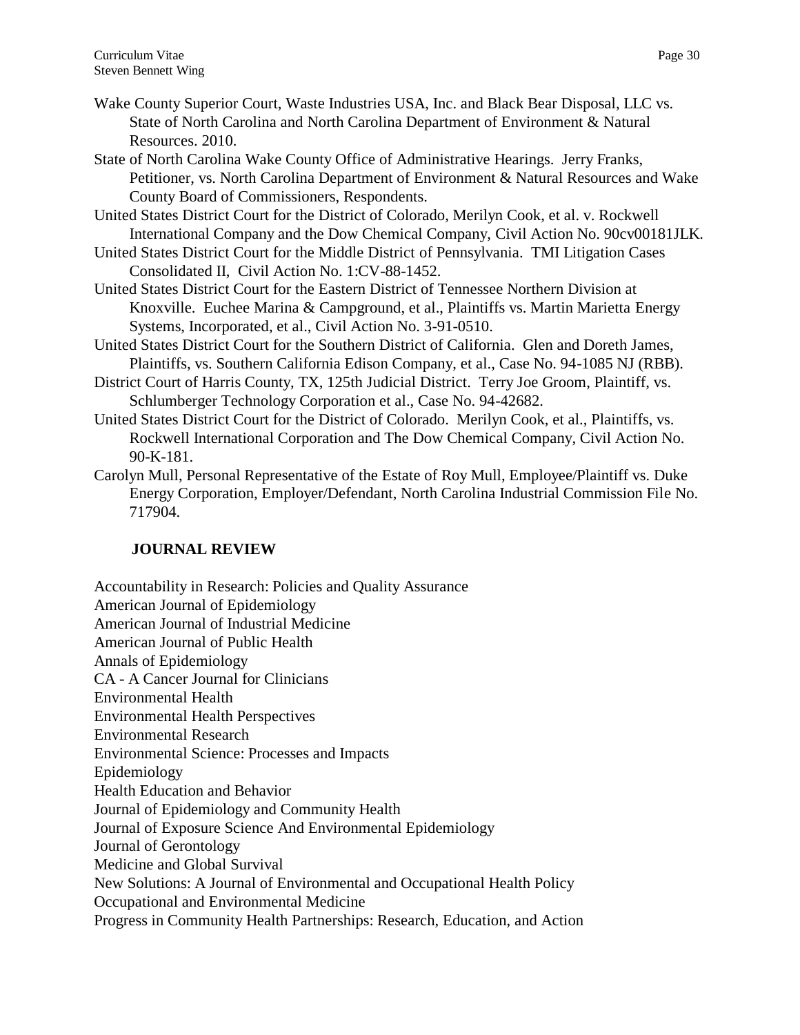Wake County Superior Court, Waste Industries USA, Inc. and Black Bear Disposal, LLC vs. State of North Carolina and North Carolina Department of Environment & Natural Resources. 2010.

State of North Carolina Wake County Office of Administrative Hearings. Jerry Franks, Petitioner, vs. North Carolina Department of Environment & Natural Resources and Wake County Board of Commissioners, Respondents.

United States District Court for the District of Colorado, Merilyn Cook, et al. v. Rockwell International Company and the Dow Chemical Company, Civil Action No. 90cv00181JLK.

United States District Court for the Middle District of Pennsylvania. TMI Litigation Cases Consolidated II, Civil Action No. 1:CV-88-1452.

United States District Court for the Eastern District of Tennessee Northern Division at Knoxville. Euchee Marina & Campground, et al., Plaintiffs vs. Martin Marietta Energy Systems, Incorporated, et al., Civil Action No. 3-91-0510.

United States District Court for the Southern District of California. Glen and Doreth James, Plaintiffs, vs. Southern California Edison Company, et al., Case No. 94-1085 NJ (RBB).

District Court of Harris County, TX, 125th Judicial District. Terry Joe Groom, Plaintiff, vs. Schlumberger Technology Corporation et al., Case No. 94-42682.

United States District Court for the District of Colorado. Merilyn Cook, et al., Plaintiffs, vs. Rockwell International Corporation and The Dow Chemical Company, Civil Action No. 90-K-181.

Carolyn Mull, Personal Representative of the Estate of Roy Mull, Employee/Plaintiff vs. Duke Energy Corporation, Employer/Defendant, North Carolina Industrial Commission File No. 717904.

## JOURNAL REVIEW

Accountability in Research: Policies and Quality Assurance
American Journal of Epidemiology
American Journal of Industrial Medicine
American Journal of Public Health
Annals of Epidemiology
CA - A Cancer Journal for Clinicians
Environmental Health
Environmental Health Perspectives
Environmental Research
Environmental Science: Processes and Impacts
Epidemiology
Health Education and Behavior
Journal of Epidemiology and Community Health
Journal of Exposure Science And Environmental Epidemiology
Journal of Gerontology
Medicine and Global Survival
New Solutions: A Journal of Environmental and Occupational Health Policy
Occupational and Environmental Medicine
Progress in Community Health Partnerships: Research, Education, and Action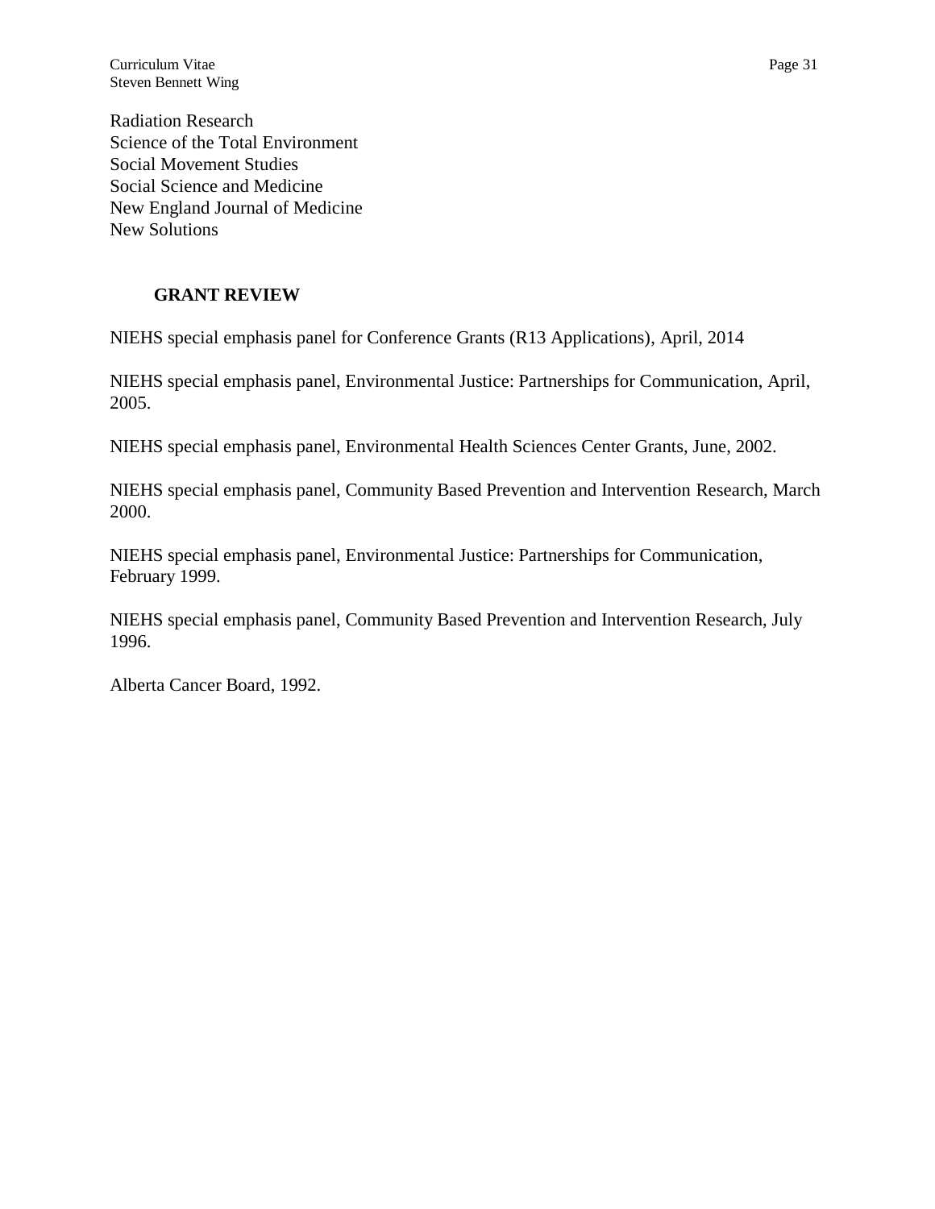Radiation Research
Science of the Total Environment
Social Movement Studies
Social Science and Medicine
New England Journal of Medicine
New Solutions

## GRANT REVIEW

NIEHS special emphasis panel for Conference Grants (R13 Applications), April, 2014

NIEHS special emphasis panel, Environmental Justice: Partnerships for Communication, April, 2005.

NIEHS special emphasis panel, Environmental Health Sciences Center Grants, June, 2002.

NIEHS special emphasis panel, Community Based Prevention and Intervention Research, March 2000.

NIEHS special emphasis panel, Environmental Justice: Partnerships for Communication, February 1999.

NIEHS special emphasis panel, Community Based Prevention and Intervention Research, July 1996.

Alberta Cancer Board, 1992.